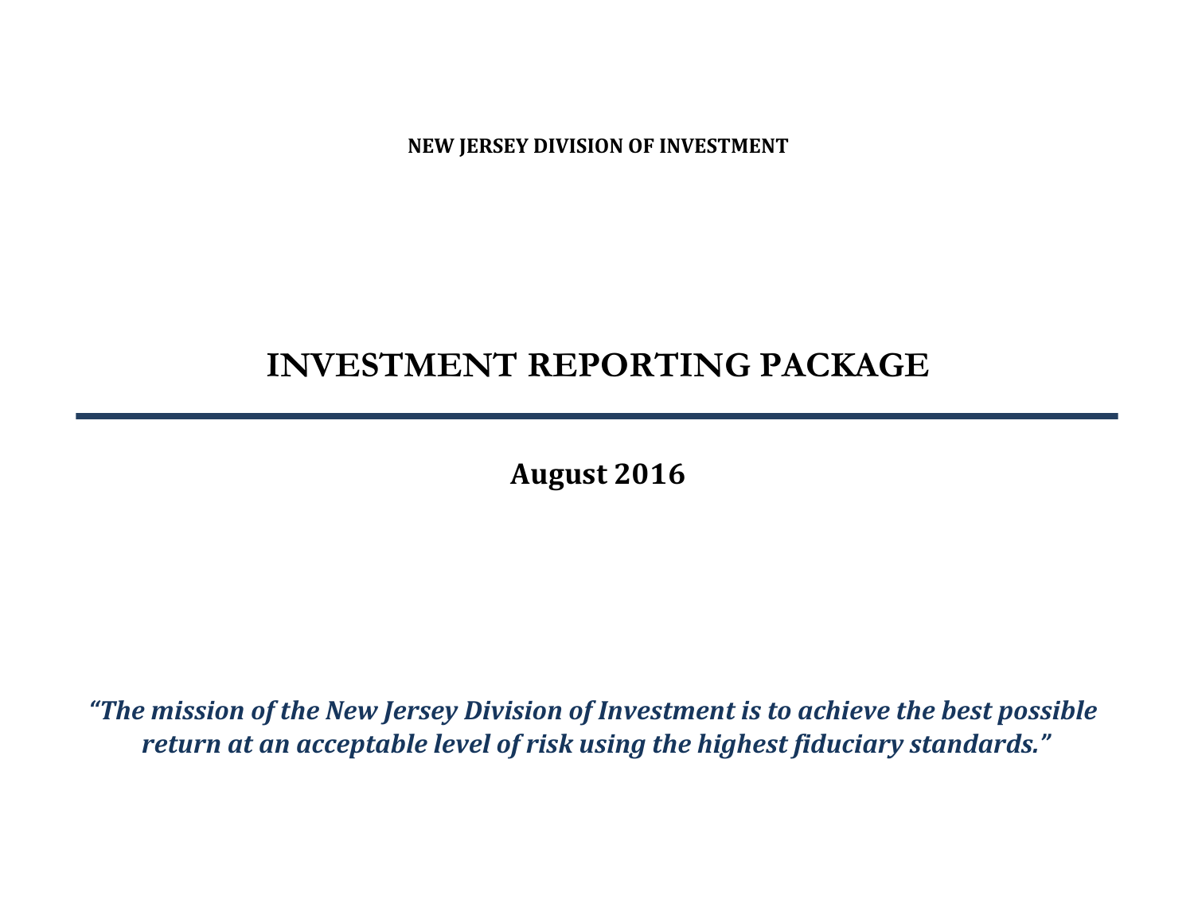**NEW JERSEY DIVISION OF INVESTMENT**

# INVESTMENT REPORTING PACKAGE

---

## August 2016

***"The mission of the New Jersey Division of Investment is to achieve the best possible return at an acceptable level of risk using the highest fiduciary standards."***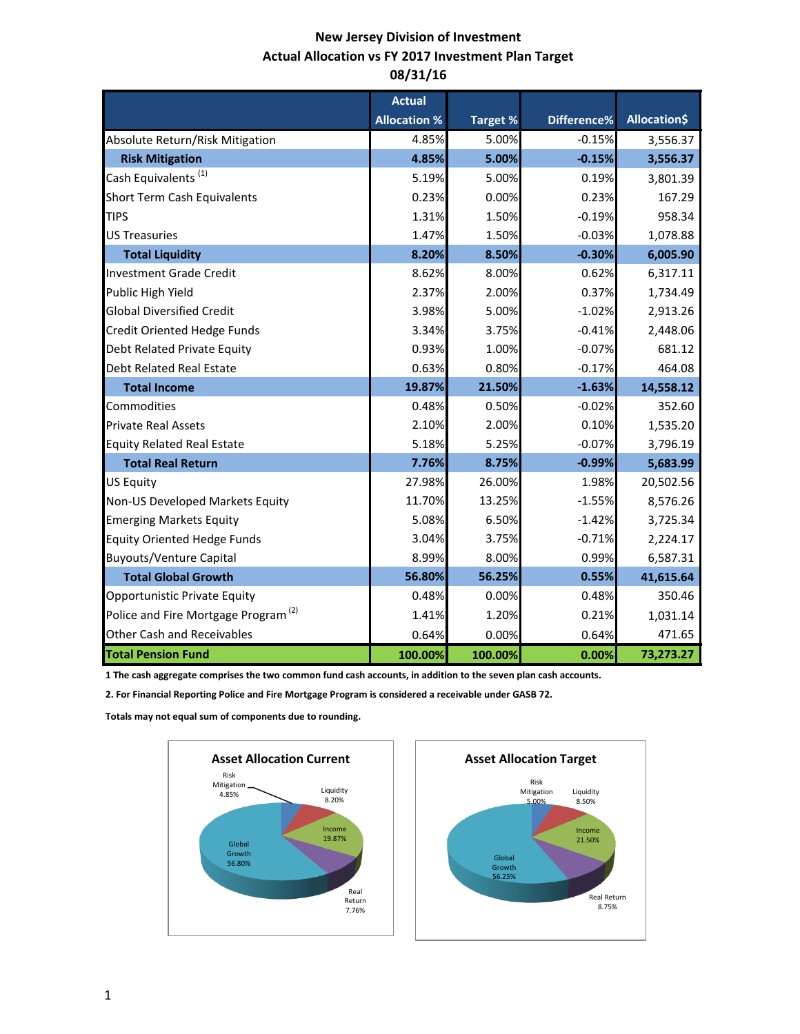# New Jersey Division of Investment
## Actual Allocation vs FY 2017 Investment Plan Target
### 08/31/16

| | Actual Allocation % | Target % | Difference% | Allocation$ |
|---|---|---|---|---|
| Absolute Return/Risk Mitigation | 4.85% | 5.00% | -0.15% | 3,556.37 |
| **Risk Mitigation** | **4.85%** | **5.00%** | **-0.15%** | **3,556.37** |
| Cash Equivalents [1] | 5.19% | 5.00% | 0.19% | 3,801.39 |
| Short Term Cash Equivalents | 0.23% | 0.00% | 0.23% | 167.29 |
| TIPS | 1.31% | 1.50% | -0.19% | 958.34 |
| US Treasuries | 1.47% | 1.50% | -0.03% | 1,078.88 |
| **Total Liquidity** | **8.20%** | **8.50%** | **-0.30%** | **6,005.90** |
| Investment Grade Credit | 8.62% | 8.00% | 0.62% | 6,317.11 |
| Public High Yield | 2.37% | 2.00% | 0.37% | 1,734.49 |
| Global Diversified Credit | 3.98% | 5.00% | -1.02% | 2,913.26 |
| Credit Oriented Hedge Funds | 3.34% | 3.75% | -0.41% | 2,448.06 |
| Debt Related Private Equity | 0.93% | 1.00% | -0.07% | 681.12 |
| Debt Related Real Estate | 0.63% | 0.80% | -0.17% | 464.08 |
| **Total Income** | **19.87%** | **21.50%** | **-1.63%** | **14,558.12** |
| Commodities | 0.48% | 0.50% | -0.02% | 352.60 |
| Private Real Assets | 2.10% | 2.00% | 0.10% | 1,535.20 |
| Equity Related Real Estate | 5.18% | 5.25% | -0.07% | 3,796.19 |
| **Total Real Return** | **7.76%** | **8.75%** | **-0.99%** | **5,683.99** |
| US Equity | 27.98% | 26.00% | 1.98% | 20,502.56 |
| Non-US Developed Markets Equity | 11.70% | 13.25% | -1.55% | 8,576.26 |
| Emerging Markets Equity | 5.08% | 6.50% | -1.42% | 3,725.34 |
| Equity Oriented Hedge Funds | 3.04% | 3.75% | -0.71% | 2,224.17 |
| Buyouts/Venture Capital | 8.99% | 8.00% | 0.99% | 6,587.31 |
| **Total Global Growth** | **56.80%** | **56.25%** | **0.55%** | **41,615.64** |
| Opportunistic Private Equity | 0.48% | 0.00% | 0.48% | 350.46 |
| Police and Fire Mortgage Program [2] | 1.41% | 1.20% | 0.21% | 1,031.14 |
| Other Cash and Receivables | 0.64% | 0.00% | 0.64% | 471.65 |
| **Total Pension Fund** | **100.00%** | **100.00%** | **0.00%** | **73,273.27** |

**1 The cash aggregate comprises the two common fund cash accounts, in addition to the seven plan cash accounts.**

**2. For Financial Reporting Police and Fire Mortgage Program is considered a receivable under GASB 72.**

**Totals may not equal sum of components due to rounding.**

**Asset Allocation Current**

Risk Mitigation 4.85%; Liquidity 8.20%; Income 19.87%; Real Return 7.76%; Global Growth 56.80%

**Asset Allocation Target**

Risk Mitigation 5.00%; Liquidity 8.50%; Income 21.50%; Real Return 8.75%; Global Growth 56.25%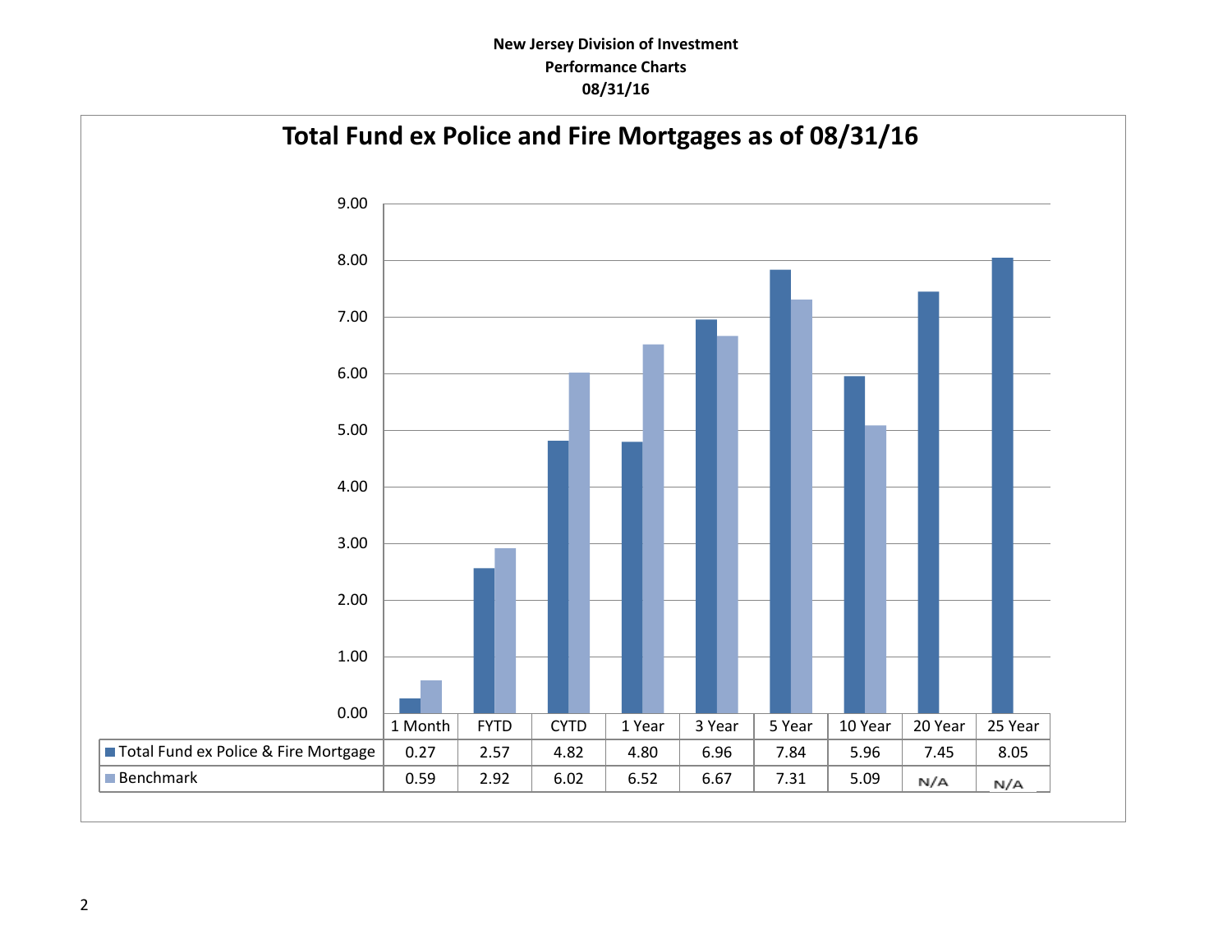**New Jersey Division of Investment**
**Performance Charts**
**08/31/16**

## Total Fund ex Police and Fire Mortgages as of 08/31/16

| | 1 Month | FYTD | CYTD | 1 Year | 3 Year | 5 Year | 10 Year | 20 Year | 25 Year |
|---|---|---|---|---|---|---|---|---|---|
| Total Fund ex Police & Fire Mortgage | 0.27 | 2.57 | 4.82 | 4.80 | 6.96 | 7.84 | 5.96 | 7.45 | 8.05 |
| Benchmark | 0.59 | 2.92 | 6.02 | 6.52 | 6.67 | 7.31 | 5.09 | N/A | N/A |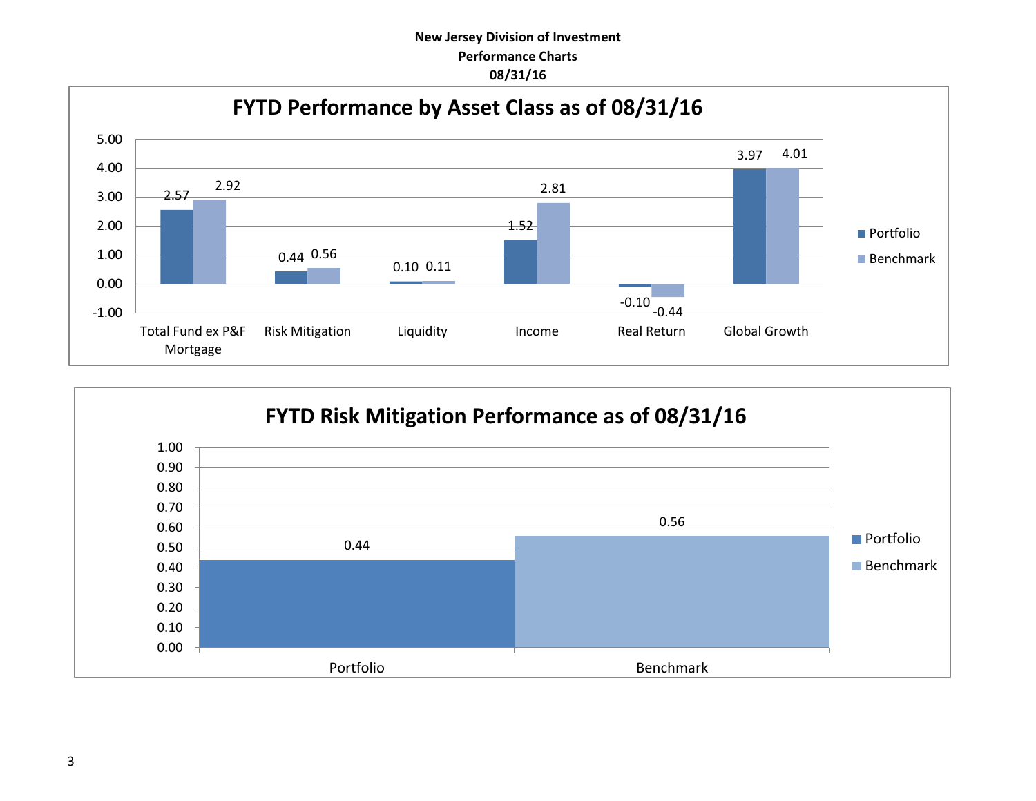**New Jersey Division of Investment**
**Performance Charts**
**08/31/16**

## FYTD Performance by Asset Class as of 08/31/16

| Asset Class | Portfolio | Benchmark |
| --- | --- | --- |
| Total Fund ex P&F Mortgage | 2.57 | 2.92 |
| Risk Mitigation | 0.44 | 0.56 |
| Liquidity | 0.10 | 0.11 |
| Income | 1.52 | 2.81 |
| Real Return | -0.10 | -0.44 |
| Global Growth | 3.97 | 4.01 |

## FYTD Risk Mitigation Performance as of 08/31/16

| | Value |
| --- | --- |
| Portfolio | 0.44 |
| Benchmark | 0.56 |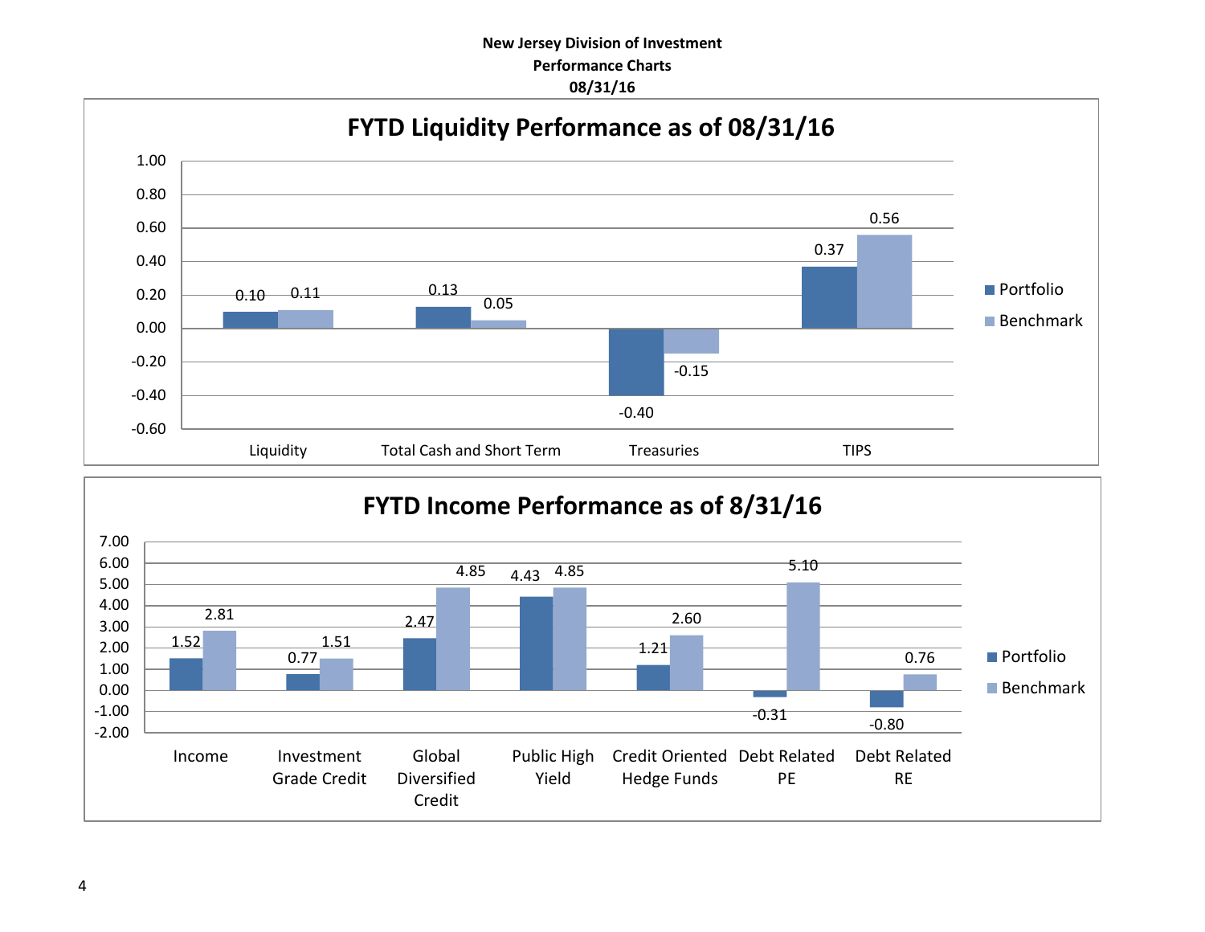**New Jersey Division of Investment**
**Performance Charts**
**08/31/16**

## FYTD Liquidity Performance as of 08/31/16

| | Portfolio | Benchmark |
|---|---|---|
| Liquidity | 0.10 | 0.11 |
| Total Cash and Short Term | 0.13 | 0.05 |
| Treasuries | -0.40 | -0.15 |
| TIPS | 0.37 | 0.56 |

## FYTD Income Performance as of 8/31/16

| | Portfolio | Benchmark |
|---|---|---|
| Income | 1.52 | 2.81 |
| Investment Grade Credit | 0.77 | 1.51 |
| Global Diversified Credit | 2.47 | 4.85 |
| Public High Yield | 4.43 | 4.85 |
| Credit Oriented Hedge Funds | 1.21 | 2.60 |
| Debt Related PE | -0.31 | 5.10 |
| Debt Related RE | -0.80 | 0.76 |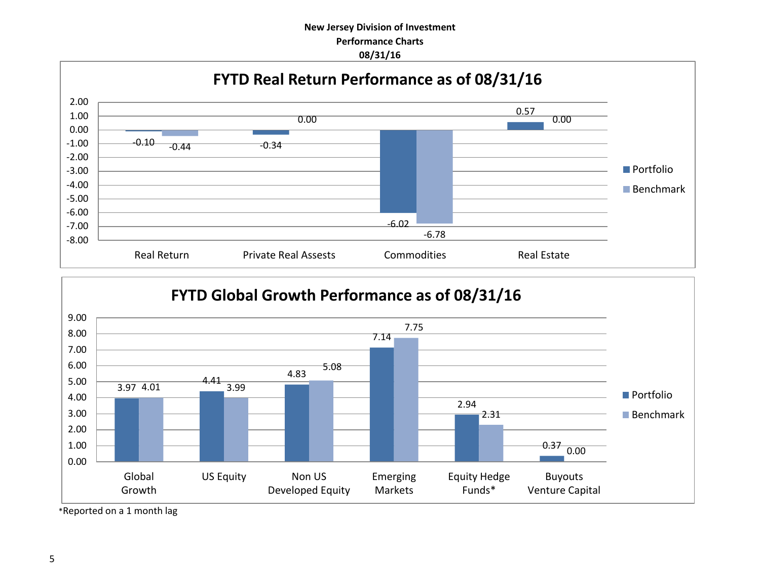**New Jersey Division of Investment**
**Performance Charts**
**08/31/16**

## FYTD Real Return Performance as of 08/31/16

| | Portfolio | Benchmark |
|---|---|---|
| Real Return | -0.10 | -0.44 |
| Private Real Assests | -0.34 | 0.00 |
| Commodities | -6.02 | -6.78 |
| Real Estate | 0.57 | 0.00 |

## FYTD Global Growth Performance as of 08/31/16

| | Portfolio | Benchmark |
|---|---|---|
| Global Growth | 3.97 | 4.01 |
| US Equity | 4.41 | 3.99 |
| Non US Developed Equity | 4.83 | 5.08 |
| Emerging Markets | 7.14 | 7.75 |
| Equity Hedge Funds* | 2.94 | 2.31 |
| Buyouts Venture Capital | 0.37 | 0.00 |

*Reported on a 1 month lag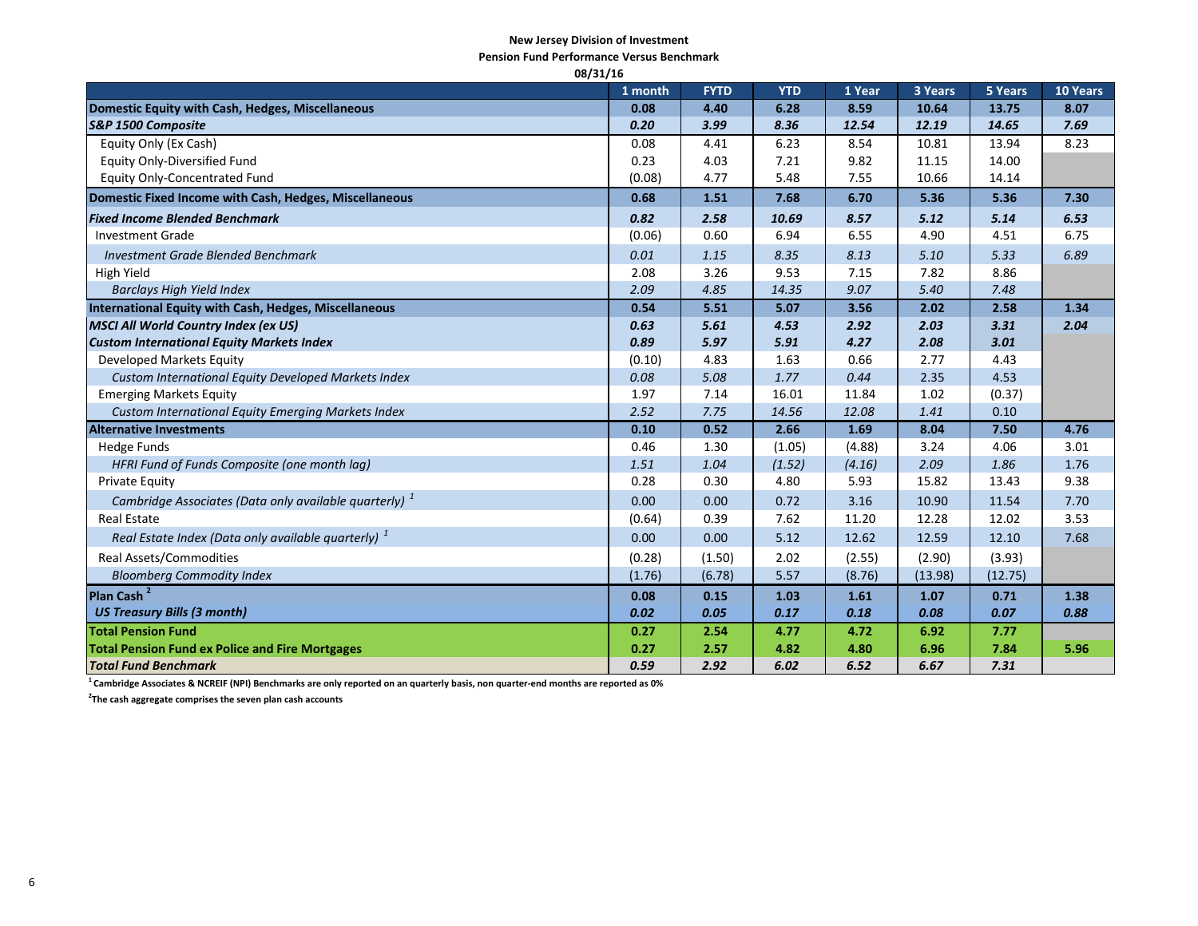**New Jersey Division of Investment**

**Pension Fund Performance Versus Benchmark**

**08/31/16**

| | 1 month | FYTD | YTD | 1 Year | 3 Years | 5 Years | 10 Years |
|---|---|---|---|---|---|---|---|
| **Domestic Equity with Cash, Hedges, Miscellaneous** | **0.08** | **4.40** | **6.28** | **8.59** | **10.64** | **13.75** | **8.07** |
| ***S&P 1500 Composite*** | ***0.20*** | ***3.99*** | ***8.36*** | ***12.54*** | ***12.19*** | ***14.65*** | ***7.69*** |
| Equity Only (Ex Cash) | 0.08 | 4.41 | 6.23 | 8.54 | 10.81 | 13.94 | 8.23 |
| Equity Only-Diversified Fund | 0.23 | 4.03 | 7.21 | 9.82 | 11.15 | 14.00 | |
| Equity Only-Concentrated Fund | (0.08) | 4.77 | 5.48 | 7.55 | 10.66 | 14.14 | |
| **Domestic Fixed Income with Cash, Hedges, Miscellaneous** | **0.68** | **1.51** | **7.68** | **6.70** | **5.36** | **5.36** | **7.30** |
| ***Fixed Income Blended Benchmark*** | ***0.82*** | ***2.58*** | ***10.69*** | ***8.57*** | ***5.12*** | ***5.14*** | ***6.53*** |
| Investment Grade | (0.06) | 0.60 | 6.94 | 6.55 | 4.90 | 4.51 | 6.75 |
| *Investment Grade Blended Benchmark* | *0.01* | *1.15* | *8.35* | *8.13* | *5.10* | *5.33* | *6.89* |
| High Yield | 2.08 | 3.26 | 9.53 | 7.15 | 7.82 | 8.86 | |
| *Barclays High Yield Index* | *2.09* | *4.85* | *14.35* | *9.07* | *5.40* | *7.48* | |
| **International Equity with Cash, Hedges, Miscellaneous** | **0.54** | **5.51** | **5.07** | **3.56** | **2.02** | **2.58** | **1.34** |
| ***MSCI All World Country Index (ex US)*** | ***0.63*** | ***5.61*** | ***4.53*** | ***2.92*** | ***2.03*** | ***3.31*** | ***2.04*** |
| ***Custom International Equity Markets Index*** | ***0.89*** | ***5.97*** | ***5.91*** | ***4.27*** | ***2.08*** | ***3.01*** | |
| Developed Markets Equity | (0.10) | 4.83 | 1.63 | 0.66 | 2.77 | 4.43 | |
| *Custom International Equity Developed Markets Index* | *0.08* | *5.08* | *1.77* | *0.44* | *2.35* | *4.53* | |
| Emerging Markets Equity | 1.97 | 7.14 | 16.01 | 11.84 | 1.02 | (0.37) | |
| *Custom International Equity Emerging Markets Index* | *2.52* | *7.75* | *14.56* | *12.08* | *1.41* | *0.10* | |
| **Alternative Investments** | **0.10** | **0.52** | **2.66** | **1.69** | **8.04** | **7.50** | **4.76** |
| Hedge Funds | 0.46 | 1.30 | (1.05) | (4.88) | 3.24 | 4.06 | 3.01 |
| *HFRI Fund of Funds Composite (one month lag)* | *1.51* | *1.04* | *(1.52)* | *(4.16)* | *2.09* | *1.86* | 1.76 |
| Private Equity | 0.28 | 0.30 | 4.80 | 5.93 | 15.82 | 13.43 | 9.38 |
| *Cambridge Associates (Data only available quarterly)* [1] | 0.00 | 0.00 | 0.72 | 3.16 | 10.90 | 11.54 | 7.70 |
| Real Estate | (0.64) | 0.39 | 7.62 | 11.20 | 12.28 | 12.02 | 3.53 |
| *Real Estate Index (Data only available quarterly)* [1] | 0.00 | 0.00 | 5.12 | 12.62 | 12.59 | 12.10 | 7.68 |
| Real Assets/Commodities | (0.28) | (1.50) | 2.02 | (2.55) | (2.90) | (3.93) | |
| *Bloomberg Commodity Index* | (1.76) | (6.78) | 5.57 | (8.76) | (13.98) | (12.75) | |
| **Plan Cash** [2] | **0.08** | **0.15** | **1.03** | **1.61** | **1.07** | **0.71** | **1.38** |
| ***US Treasury Bills (3 month)*** | ***0.02*** | ***0.05*** | ***0.17*** | ***0.18*** | ***0.08*** | ***0.07*** | ***0.88*** |
| **Total Pension Fund** | **0.27** | **2.54** | **4.77** | **4.72** | **6.92** | **7.77** | |
| **Total Pension Fund ex Police and Fire Mortgages** | **0.27** | **2.57** | **4.82** | **4.80** | **6.96** | **7.84** | **5.96** |
| ***Total Fund Benchmark*** | ***0.59*** | ***2.92*** | ***6.02*** | ***6.52*** | ***6.67*** | ***7.31*** | |

[1] **Cambridge Associates & NCREIF (NPI) Benchmarks are only reported on an quarterly basis, non quarter-end months are reported as 0%**

[2] **The cash aggregate comprises the seven plan cash accounts**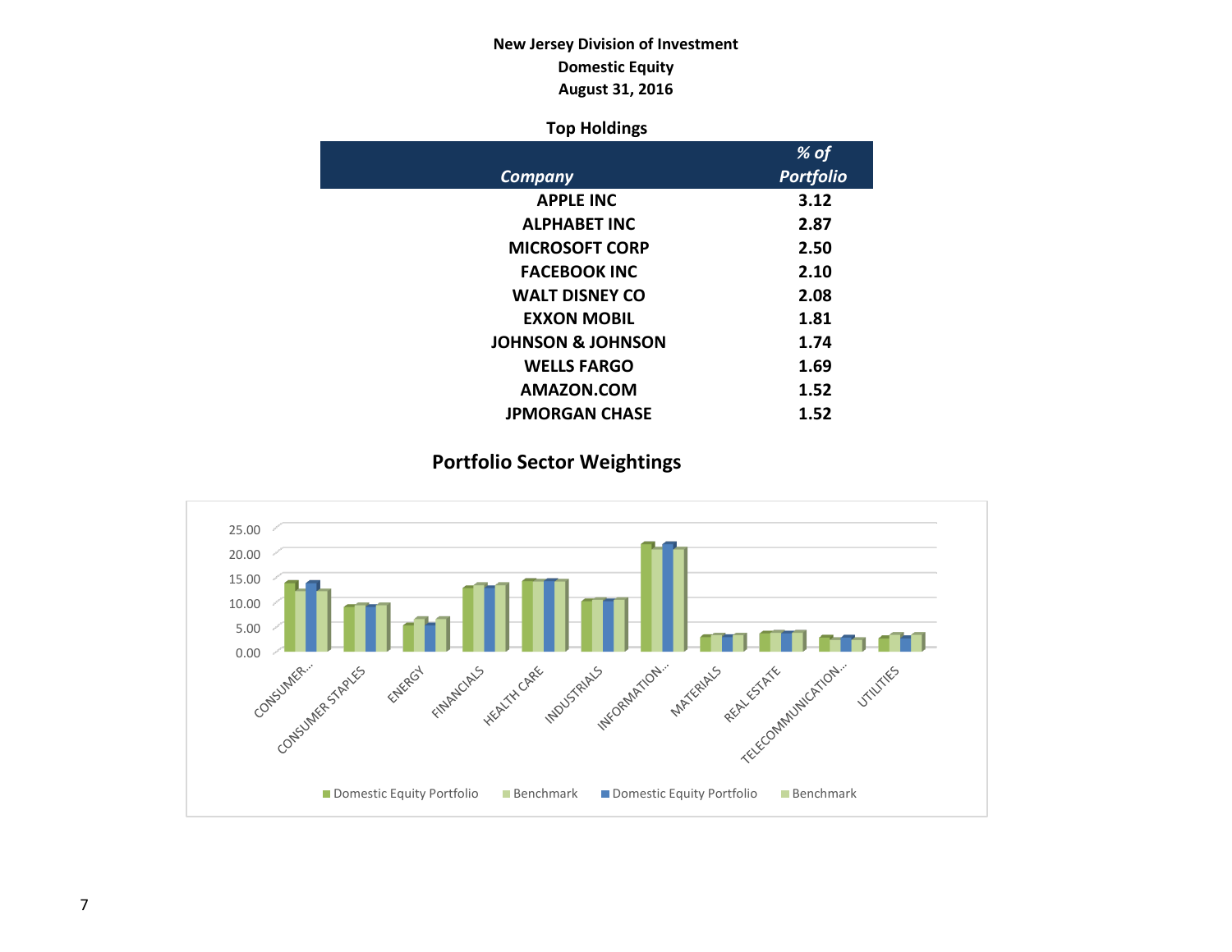**New Jersey Division of Investment**
**Domestic Equity**
**August 31, 2016**

**Top Holdings**

| *Company* | *% of Portfolio* |
|---|---|
| APPLE INC | 3.12 |
| ALPHABET INC | 2.87 |
| MICROSOFT CORP | 2.50 |
| FACEBOOK INC | 2.10 |
| WALT DISNEY CO | 2.08 |
| EXXON MOBIL | 1.81 |
| JOHNSON & JOHNSON | 1.74 |
| WELLS FARGO | 1.69 |
| AMAZON.COM | 1.52 |
| JPMORGAN CHASE | 1.52 |

## Portfolio Sector Weightings

25.00
20.00
15.00
10.00
5.00
0.00

CONSUMER... CONSUMER STAPLES ENERGY FINANCIALS HEALTH CARE INDUSTRIALS INFORMATION... MATERIALS REAL ESTATE TELECOMMUNICATION... UTILITIES

Domestic Equity Portfolio | Benchmark | Domestic Equity Portfolio | Benchmark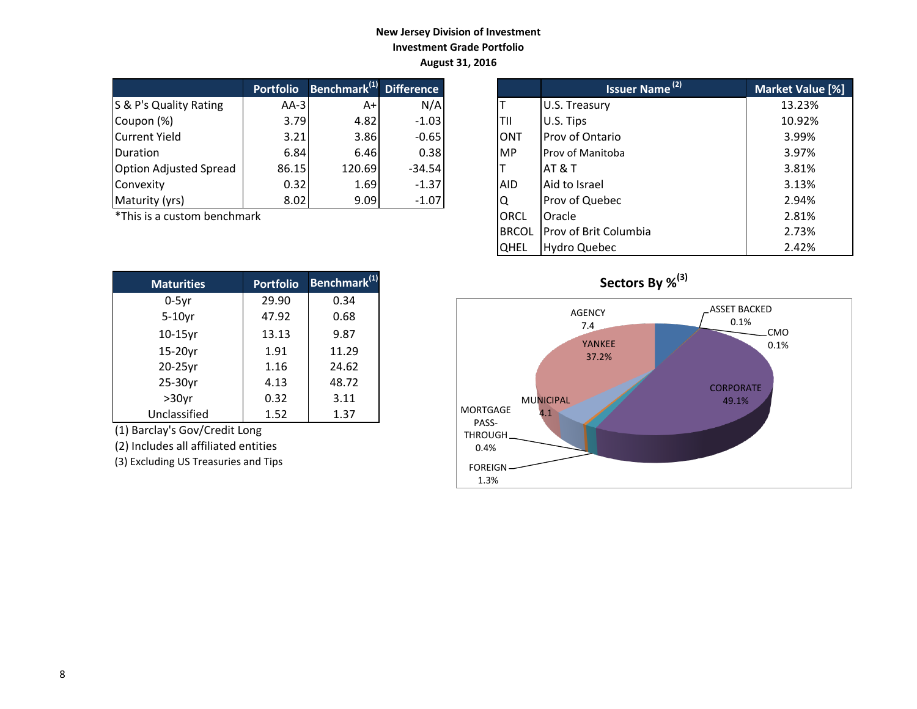**New Jersey Division of Investment**
**Investment Grade Portfolio**
**August 31, 2016**

| | Portfolio | Benchmark[1] | Difference |
|---|---|---|---|
| S & P's Quality Rating | AA-3 | A+ | N/A |
| Coupon (%) | 3.79 | 4.82 | -1.03 |
| Current Yield | 3.21 | 3.86 | -0.65 |
| Duration | 6.84 | 6.46 | 0.38 |
| Option Adjusted Spread | 86.15 | 120.69 | -34.54 |
| Convexity | 0.32 | 1.69 | -1.37 |
| Maturity (yrs) | 8.02 | 9.09 | -1.07 |

*This is a custom benchmark

| | Issuer Name [2] | Market Value [%] |
|---|---|---|
| T | U.S. Treasury | 13.23% |
| TII | U.S. Tips | 10.92% |
| ONT | Prov of Ontario | 3.99% |
| MP | Prov of Manitoba | 3.97% |
| T | AT & T | 3.81% |
| AID | Aid to Israel | 3.13% |
| Q | Prov of Quebec | 2.94% |
| ORCL | Oracle | 2.81% |
| BRCOL | Prov of Brit Columbia | 2.73% |
| QHEL | Hydro Quebec | 2.42% |

| Maturities | Portfolio | Benchmark[1] |
|---|---|---|
| 0-5yr | 29.90 | 0.34 |
| 5-10yr | 47.92 | 0.68 |
| 10-15yr | 13.13 | 9.87 |
| 15-20yr | 1.91 | 11.29 |
| 20-25yr | 1.16 | 24.62 |
| 25-30yr | 4.13 | 48.72 |
| >30yr | 0.32 | 3.11 |
| Unclassified | 1.52 | 1.37 |

(1) Barclay's Gov/Credit Long

(2) Includes all affiliated entities

(3) Excluding US Treasuries and Tips

**Sectors By %[3]**

| Sector | % |
|---|---|
| AGENCY | 7.4 |
| ASSET BACKED | 0.1% |
| CMO | 0.1% |
| CORPORATE | 49.1% |
| FOREIGN | 1.3% |
| MORTGAGE PASS-THROUGH | 0.4% |
| MUNICIPAL | 4.1 |
| YANKEE | 37.2% |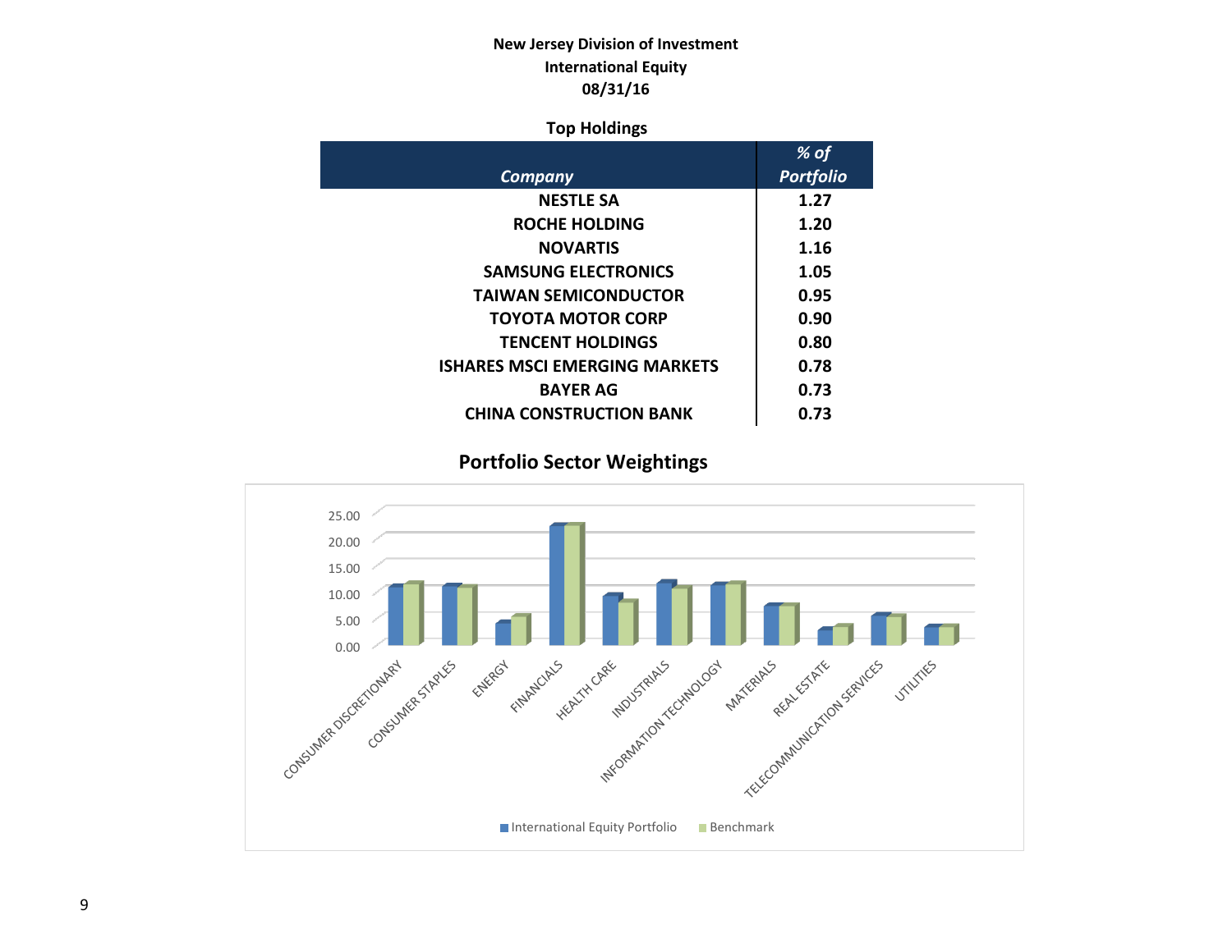**New Jersey Division of Investment**
**International Equity**
**08/31/16**

**Top Holdings**

| *Company* | *% of Portfolio* |
|---|---|
| NESTLE SA | 1.27 |
| ROCHE HOLDING | 1.20 |
| NOVARTIS | 1.16 |
| SAMSUNG ELECTRONICS | 1.05 |
| TAIWAN SEMICONDUCTOR | 0.95 |
| TOYOTA MOTOR CORP | 0.90 |
| TENCENT HOLDINGS | 0.80 |
| ISHARES MSCI EMERGING MARKETS | 0.78 |
| BAYER AG | 0.73 |
| CHINA CONSTRUCTION BANK | 0.73 |

**Portfolio Sector Weightings**

25.00
20.00
15.00
10.00
5.00
0.00

CONSUMER DISCRETIONARY, CONSUMER STAPLES, ENERGY, FINANCIALS, HEALTH CARE, INDUSTRIALS, INFORMATION TECHNOLOGY, MATERIALS, REAL ESTATE, TELECOMMUNICATION SERVICES, UTILITIES

International Equity Portfolio, Benchmark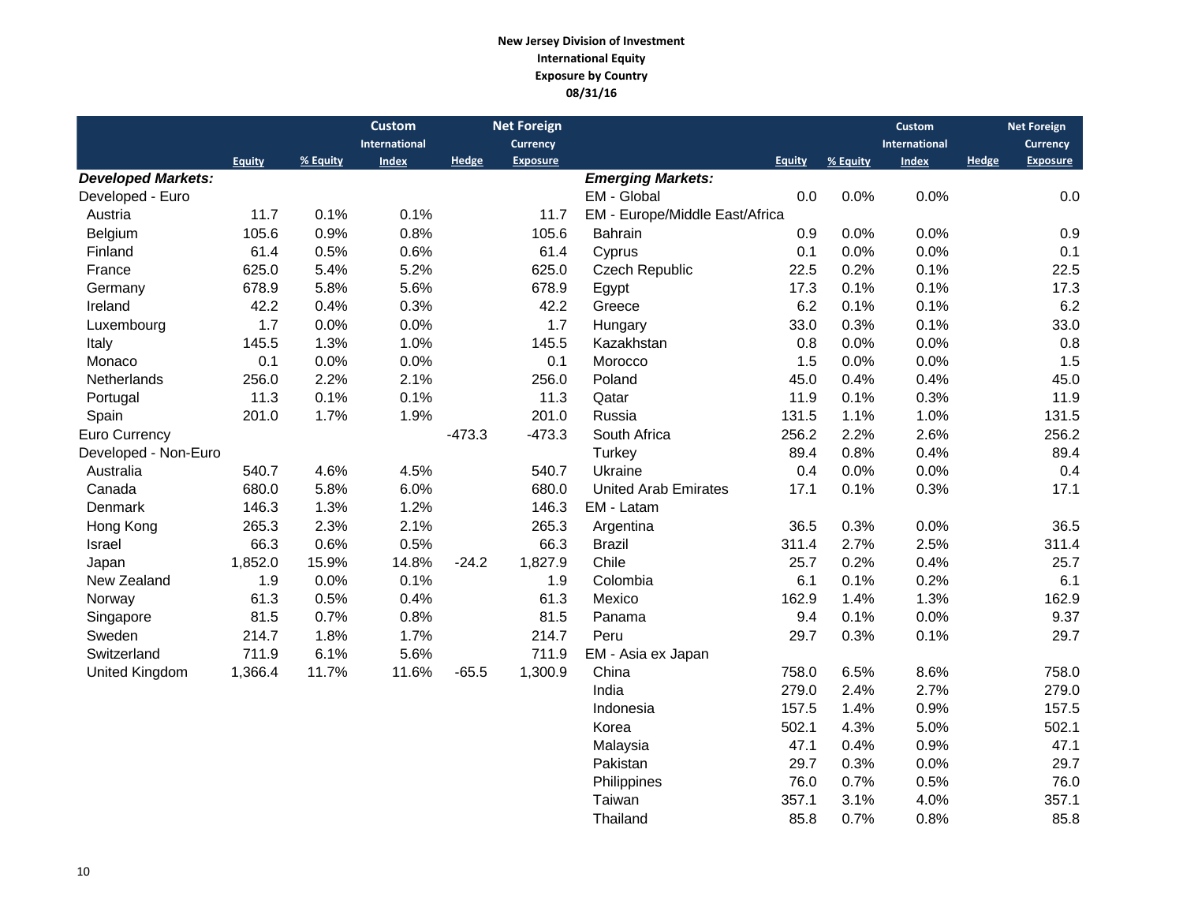**New Jersey Division of Investment**
**International Equity**
**Exposure by Country**
**08/31/16**

| | Equity | % Equity | Custom International Index | Hedge | Net Foreign Currency Exposure |
|---|---|---|---|---|---|
| ***Developed Markets:*** | | | | | |
| Developed - Euro | | | | | |
| Austria | 11.7 | 0.1% | 0.1% | | 11.7 |
| Belgium | 105.6 | 0.9% | 0.8% | | 105.6 |
| Finland | 61.4 | 0.5% | 0.6% | | 61.4 |
| France | 625.0 | 5.4% | 5.2% | | 625.0 |
| Germany | 678.9 | 5.8% | 5.6% | | 678.9 |
| Ireland | 42.2 | 0.4% | 0.3% | | 42.2 |
| Luxembourg | 1.7 | 0.0% | 0.0% | | 1.7 |
| Italy | 145.5 | 1.3% | 1.0% | | 145.5 |
| Monaco | 0.1 | 0.0% | 0.0% | | 0.1 |
| Netherlands | 256.0 | 2.2% | 2.1% | | 256.0 |
| Portugal | 11.3 | 0.1% | 0.1% | | 11.3 |
| Spain | 201.0 | 1.7% | 1.9% | | 201.0 |
| Euro Currency | | | | -473.3 | -473.3 |
| Developed - Non-Euro | | | | | |
| Australia | 540.7 | 4.6% | 4.5% | | 540.7 |
| Canada | 680.0 | 5.8% | 6.0% | | 680.0 |
| Denmark | 146.3 | 1.3% | 1.2% | | 146.3 |
| Hong Kong | 265.3 | 2.3% | 2.1% | | 265.3 |
| Israel | 66.3 | 0.6% | 0.5% | | 66.3 |
| Japan | 1,852.0 | 15.9% | 14.8% | -24.2 | 1,827.9 |
| New Zealand | 1.9 | 0.0% | 0.1% | | 1.9 |
| Norway | 61.3 | 0.5% | 0.4% | | 61.3 |
| Singapore | 81.5 | 0.7% | 0.8% | | 81.5 |
| Sweden | 214.7 | 1.8% | 1.7% | | 214.7 |
| Switzerland | 711.9 | 6.1% | 5.6% | | 711.9 |
| United Kingdom | 1,366.4 | 11.7% | 11.6% | -65.5 | 1,300.9 |

| | Equity | % Equity | Custom International Index | Hedge | Net Foreign Currency Exposure |
|---|---|---|---|---|---|
| ***Emerging Markets:*** | | | | | |
| EM - Global | 0.0 | 0.0% | 0.0% | | 0.0 |
| EM - Europe/Middle East/Africa | | | | | |
| Bahrain | 0.9 | 0.0% | 0.0% | | 0.9 |
| Cyprus | 0.1 | 0.0% | 0.0% | | 0.1 |
| Czech Republic | 22.5 | 0.2% | 0.1% | | 22.5 |
| Egypt | 17.3 | 0.1% | 0.1% | | 17.3 |
| Greece | 6.2 | 0.1% | 0.1% | | 6.2 |
| Hungary | 33.0 | 0.3% | 0.1% | | 33.0 |
| Kazakhstan | 0.8 | 0.0% | 0.0% | | 0.8 |
| Morocco | 1.5 | 0.0% | 0.0% | | 1.5 |
| Poland | 45.0 | 0.4% | 0.4% | | 45.0 |
| Qatar | 11.9 | 0.1% | 0.3% | | 11.9 |
| Russia | 131.5 | 1.1% | 1.0% | | 131.5 |
| South Africa | 256.2 | 2.2% | 2.6% | | 256.2 |
| Turkey | 89.4 | 0.8% | 0.4% | | 89.4 |
| Ukraine | 0.4 | 0.0% | 0.0% | | 0.4 |
| United Arab Emirates | 17.1 | 0.1% | 0.3% | | 17.1 |
| EM - Latam | | | | | |
| Argentina | 36.5 | 0.3% | 0.0% | | 36.5 |
| Brazil | 311.4 | 2.7% | 2.5% | | 311.4 |
| Chile | 25.7 | 0.2% | 0.4% | | 25.7 |
| Colombia | 6.1 | 0.1% | 0.2% | | 6.1 |
| Mexico | 162.9 | 1.4% | 1.3% | | 162.9 |
| Panama | 9.4 | 0.1% | 0.0% | | 9.37 |
| Peru | 29.7 | 0.3% | 0.1% | | 29.7 |
| EM - Asia ex Japan | | | | | |
| China | 758.0 | 6.5% | 8.6% | | 758.0 |
| India | 279.0 | 2.4% | 2.7% | | 279.0 |
| Indonesia | 157.5 | 1.4% | 0.9% | | 157.5 |
| Korea | 502.1 | 4.3% | 5.0% | | 502.1 |
| Malaysia | 47.1 | 0.4% | 0.9% | | 47.1 |
| Pakistan | 29.7 | 0.3% | 0.0% | | 29.7 |
| Philippines | 76.0 | 0.7% | 0.5% | | 76.0 |
| Taiwan | 357.1 | 3.1% | 4.0% | | 357.1 |
| Thailand | 85.8 | 0.7% | 0.8% | | 85.8 |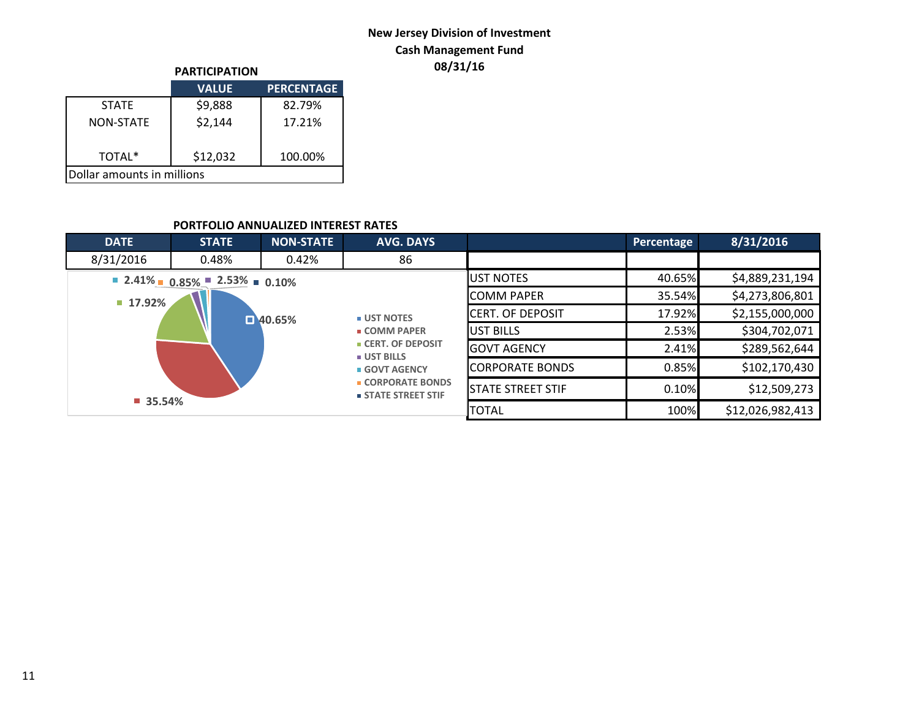# New Jersey Division of Investment
## Cash Management Fund
## 08/31/16

**PARTICIPATION**

| | VALUE | PERCENTAGE |
|---|---|---|
| STATE | $9,888 | 82.79% |
| NON-STATE | $2,144 | 17.21% |
| TOTAL* | $12,032 | 100.00% |

Dollar amounts in millions

**PORTFOLIO ANNUALIZED INTEREST RATES**

| DATE | STATE | NON-STATE | AVG. DAYS |
|---|---|---|---|
| 8/31/2016 | 0.48% | 0.42% | 86 |

| | Percentage | 8/31/2016 |
|---|---|---|
| UST NOTES | 40.65% | $4,889,231,194 |
| COMM PAPER | 35.54% | $4,273,806,801 |
| CERT. OF DEPOSIT | 17.92% | $2,155,000,000 |
| UST BILLS | 2.53% | $304,702,071 |
| GOVT AGENCY | 2.41% | $289,562,644 |
| CORPORATE BONDS | 0.85% | $102,170,430 |
| STATE STREET STIF | 0.10% | $12,509,273 |
| TOTAL | 100% | $12,026,982,413 |

- UST NOTES 40.65%
- COMM PAPER 35.54%
- CERT. OF DEPOSIT 17.92%
- UST BILLS 2.53%
- GOVT AGENCY 2.41%
- CORPORATE BONDS 0.85%
- STATE STREET STIF 0.10%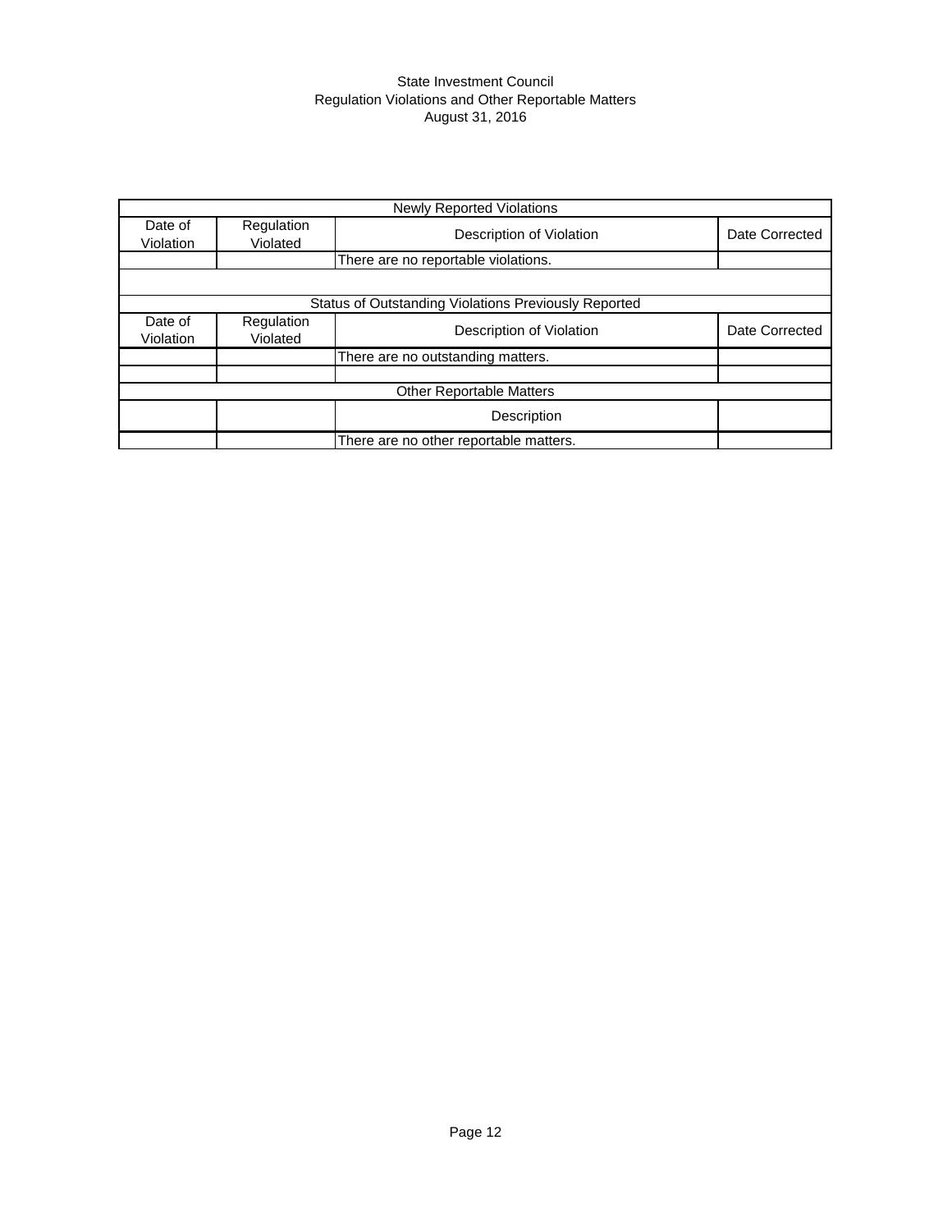State Investment Council
Regulation Violations and Other Reportable Matters
August 31, 2016

| Newly Reported Violations | | | |
|---|---|---|---|
| Date of Violation | Regulation Violated | Description of Violation | Date Corrected |
| | | There are no reportable violations. | |
| | | | |
| Status of Outstanding Violations Previously Reported | | | |
| Date of Violation | Regulation Violated | Description of Violation | Date Corrected |
| | | There are no outstanding matters. | |
| | | | |
| Other Reportable Matters | | | |
| | | Description | |
| | | There are no other reportable matters. | |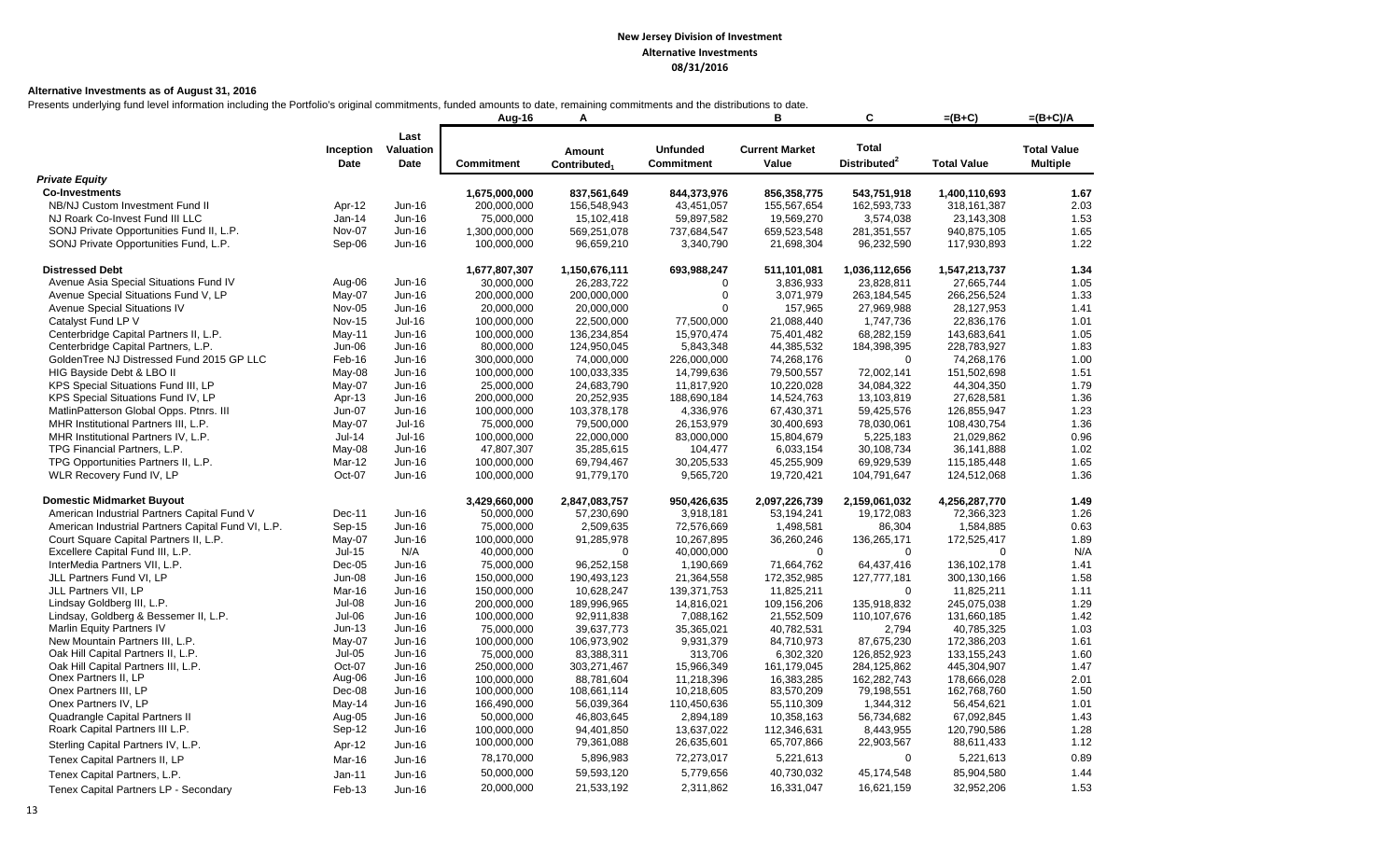# New Jersey Division of Investment
## Alternative Investments
### 08/31/2016

**Alternative Investments as of August 31, 2016**

Presents underlying fund level information including the Portfolio's original commitments, funded amounts to date, remaining commitments and the distributions to date.

| | Inception Date | Last Valuation Date | Aug-16 Commitment | A Amount Contributed[1] | Unfunded Commitment | B Current Market Value | C Total Distributed[2] | =(B+C) Total Value | =(B+C)/A Total Value Multiple |
|---|---|---|---|---|---|---|---|---|---|
| ***Private Equity*** | | | | | | | | | |
| **Co-Investments** | | | 1,675,000,000 | 837,561,649 | 844,373,976 | 856,358,775 | 543,751,918 | 1,400,110,693 | 1.67 |
| NB/NJ Custom Investment Fund II | Apr-12 | Jun-16 | 200,000,000 | 156,548,943 | 43,451,057 | 155,567,654 | 162,593,733 | 318,161,387 | 2.03 |
| NJ Roark Co-Invest Fund III LLC | Jan-14 | Jun-16 | 75,000,000 | 15,102,418 | 59,897,582 | 19,569,270 | 3,574,038 | 23,143,308 | 1.53 |
| SONJ Private Opportunities Fund II, L.P. | Nov-07 | Jun-16 | 1,300,000,000 | 569,251,078 | 737,684,547 | 659,523,548 | 281,351,557 | 940,875,105 | 1.65 |
| SONJ Private Opportunities Fund, L.P. | Sep-06 | Jun-16 | 100,000,000 | 96,659,210 | 3,340,790 | 21,698,304 | 96,232,590 | 117,930,893 | 1.22 |
| **Distressed Debt** | | | 1,677,807,307 | 1,150,676,111 | 693,988,247 | 511,101,081 | 1,036,112,656 | 1,547,213,737 | 1.34 |
| Avenue Asia Special Situations Fund IV | Aug-06 | Jun-16 | 30,000,000 | 26,283,722 | 0 | 3,836,933 | 23,828,811 | 27,665,744 | 1.05 |
| Avenue Special Situations Fund V, LP | May-07 | Jun-16 | 200,000,000 | 200,000,000 | 0 | 3,071,979 | 263,184,545 | 266,256,524 | 1.33 |
| Avenue Special Situations IV | Nov-05 | Jun-16 | 20,000,000 | 20,000,000 | 0 | 157,965 | 27,969,988 | 28,127,953 | 1.41 |
| Catalyst Fund LP V | Nov-15 | Jul-16 | 100,000,000 | 22,500,000 | 77,500,000 | 21,088,440 | 1,747,736 | 22,836,176 | 1.01 |
| Centerbridge Capital Partners II, L.P. | May-11 | Jun-16 | 100,000,000 | 136,234,854 | 15,970,474 | 75,401,482 | 68,282,159 | 143,683,641 | 1.05 |
| Centerbridge Capital Partners, L.P. | Jun-06 | Jun-16 | 80,000,000 | 124,950,045 | 5,843,348 | 44,385,532 | 184,398,395 | 228,783,927 | 1.83 |
| GoldenTree NJ Distressed Fund 2015 GP LLC | Feb-16 | Jun-16 | 300,000,000 | 74,000,000 | 226,000,000 | 74,268,176 | 0 | 74,268,176 | 1.00 |
| HIG Bayside Debt & LBO II | May-08 | Jun-16 | 100,000,000 | 100,033,335 | 14,799,636 | 79,500,557 | 72,002,141 | 151,502,698 | 1.51 |
| KPS Special Situations Fund III, LP | May-07 | Jun-16 | 25,000,000 | 24,683,790 | 11,817,920 | 10,220,028 | 34,084,322 | 44,304,350 | 1.79 |
| KPS Special Situations Fund IV, LP | Apr-13 | Jun-16 | 200,000,000 | 20,252,935 | 188,690,184 | 14,524,763 | 13,103,819 | 27,628,581 | 1.36 |
| MatlinPatterson Global Opps. Ptnrs. III | Jun-07 | Jun-16 | 100,000,000 | 103,378,178 | 4,336,976 | 67,430,371 | 59,425,576 | 126,855,947 | 1.23 |
| MHR Institutional Partners III, L.P. | May-07 | Jul-16 | 75,000,000 | 79,500,000 | 26,153,979 | 30,400,693 | 78,030,061 | 108,430,754 | 1.36 |
| MHR Institutional Partners IV, L.P. | Jul-14 | Jul-16 | 100,000,000 | 22,000,000 | 83,000,000 | 15,804,679 | 5,225,183 | 21,029,862 | 0.96 |
| TPG Financial Partners, L.P. | May-08 | Jun-16 | 47,807,307 | 35,285,615 | 104,477 | 6,033,154 | 30,108,734 | 36,141,888 | 1.02 |
| TPG Opportunities Partners II, L.P. | Mar-12 | Jun-16 | 100,000,000 | 69,794,467 | 30,205,533 | 45,255,909 | 69,929,539 | 115,185,448 | 1.65 |
| WLR Recovery Fund IV, LP | Oct-07 | Jun-16 | 100,000,000 | 91,779,170 | 9,565,720 | 19,720,421 | 104,791,647 | 124,512,068 | 1.36 |
| **Domestic Midmarket Buyout** | | | 3,429,660,000 | 2,847,083,757 | 950,426,635 | 2,097,226,739 | 2,159,061,032 | 4,256,287,770 | 1.49 |
| American Industrial Partners Capital Fund V | Dec-11 | Jun-16 | 50,000,000 | 57,230,690 | 3,918,181 | 53,194,241 | 19,172,083 | 72,366,323 | 1.26 |
| American Industrial Partners Capital Fund VI, L.P. | Sep-15 | Jun-16 | 75,000,000 | 2,509,635 | 72,576,669 | 1,498,581 | 86,304 | 1,584,885 | 0.63 |
| Court Square Capital Partners II, L.P. | May-07 | Jun-16 | 100,000,000 | 91,285,978 | 10,267,895 | 36,260,246 | 136,265,171 | 172,525,417 | 1.89 |
| Excellere Capital Fund III, L.P. | Jul-15 | N/A | 40,000,000 | 0 | 40,000,000 | 0 | 0 | 0 | N/A |
| InterMedia Partners VII, L.P. | Dec-05 | Jun-16 | 75,000,000 | 96,252,158 | 1,190,669 | 71,664,762 | 64,437,416 | 136,102,178 | 1.41 |
| JLL Partners Fund VI, LP | Jun-08 | Jun-16 | 150,000,000 | 190,493,123 | 21,364,558 | 172,352,985 | 127,777,181 | 300,130,166 | 1.58 |
| JLL Partners VII, LP | Mar-16 | Jun-16 | 150,000,000 | 10,628,247 | 139,371,753 | 11,825,211 | 0 | 11,825,211 | 1.11 |
| Lindsay Goldberg III, L.P. | Jul-08 | Jun-16 | 200,000,000 | 189,996,965 | 14,816,021 | 109,156,206 | 135,918,832 | 245,075,038 | 1.29 |
| Lindsay, Goldberg & Bessemer II, L.P. | Jul-06 | Jun-16 | 100,000,000 | 92,911,838 | 7,088,162 | 21,552,509 | 110,107,676 | 131,660,185 | 1.42 |
| Marlin Equity Partners IV | Jun-13 | Jun-16 | 75,000,000 | 39,637,773 | 35,365,021 | 40,782,531 | 2,794 | 40,785,325 | 1.03 |
| New Mountain Partners III, L.P. | May-07 | Jun-16 | 100,000,000 | 106,973,902 | 9,931,379 | 84,710,973 | 87,675,230 | 172,386,203 | 1.61 |
| Oak Hill Capital Partners II, L.P. | Jul-05 | Jun-16 | 75,000,000 | 83,388,311 | 313,706 | 6,302,320 | 126,852,923 | 133,155,243 | 1.60 |
| Oak Hill Capital Partners III, L.P. | Oct-07 | Jun-16 | 250,000,000 | 303,271,467 | 15,966,349 | 161,179,045 | 284,125,862 | 445,304,907 | 1.47 |
| Onex Partners II, LP | Aug-06 | Jun-16 | 100,000,000 | 88,781,604 | 11,218,396 | 16,383,285 | 162,282,743 | 178,666,028 | 2.01 |
| Onex Partners III, LP | Dec-08 | Jun-16 | 100,000,000 | 108,661,114 | 10,218,605 | 83,570,209 | 79,198,551 | 162,768,760 | 1.50 |
| Onex Partners IV, LP | May-14 | Jun-16 | 166,490,000 | 56,039,364 | 110,450,636 | 55,110,309 | 1,344,312 | 56,454,621 | 1.01 |
| Quadrangle Capital Partners II | Aug-05 | Jun-16 | 50,000,000 | 46,803,645 | 2,894,189 | 10,358,163 | 56,734,682 | 67,092,845 | 1.43 |
| Roark Capital Partners III L.P. | Sep-12 | Jun-16 | 100,000,000 | 94,401,850 | 13,637,022 | 112,346,631 | 8,443,955 | 120,790,586 | 1.28 |
| Sterling Capital Partners IV, L.P. | Apr-12 | Jun-16 | 100,000,000 | 79,361,088 | 26,635,601 | 65,707,866 | 22,903,567 | 88,611,433 | 1.12 |
| Tenex Capital Partners II, LP | Mar-16 | Jun-16 | 78,170,000 | 5,896,983 | 72,273,017 | 5,221,613 | 0 | 5,221,613 | 0.89 |
| Tenex Capital Partners, L.P. | Jan-11 | Jun-16 | 50,000,000 | 59,593,120 | 5,779,656 | 40,730,032 | 45,174,548 | 85,904,580 | 1.44 |
| Tenex Capital Partners LP - Secondary | Feb-13 | Jun-16 | 20,000,000 | 21,533,192 | 2,311,862 | 16,331,047 | 16,621,159 | 32,952,206 | 1.53 |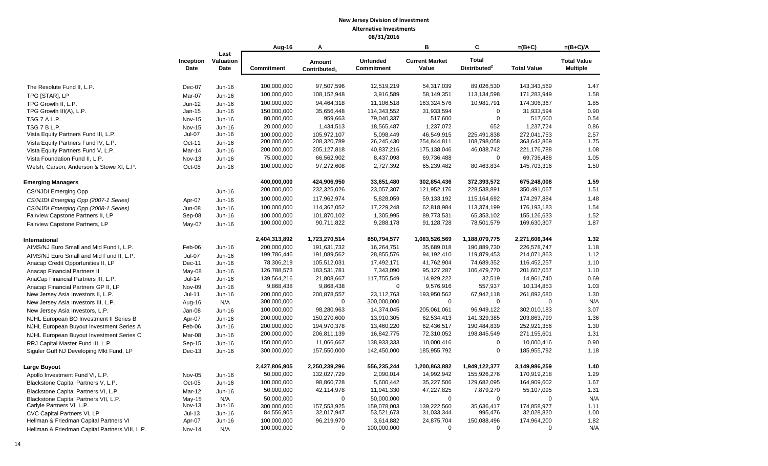**New Jersey Division of Investment**
**Alternative Investments**
**08/31/2016**

| | Inception Date | Last Valuation Date | Aug-16 Commitment | A Amount Contributed1 | Unfunded Commitment | B Current Market Value | C Total Distributed2 | =(B+C) Total Value | =(B+C)/A Total Value Multiple |
|---|---|---|---|---|---|---|---|---|---|
| The Resolute Fund II, L.P. | Dec-07 | Jun-16 | 100,000,000 | 97,507,596 | 12,519,219 | 54,317,039 | 89,026,530 | 143,343,569 | 1.47 |
| TPG [STAR], LP | Mar-07 | Jun-16 | 100,000,000 | 108,152,948 | 3,916,589 | 58,149,351 | 113,134,598 | 171,283,949 | 1.58 |
| TPG Growth II, L.P. | Jun-12 | Jun-16 | 100,000,000 | 94,464,318 | 11,106,518 | 163,324,576 | 10,981,791 | 174,306,367 | 1.85 |
| TPG Growth III(A), L.P. | Jan-15 | Jun-16 | 150,000,000 | 35,656,448 | 114,343,552 | 31,933,594 | 0 | 31,933,594 | 0.90 |
| TSG 7 A L.P. | Nov-15 | Jun-16 | 80,000,000 | 959,663 | 79,040,337 | 517,600 | 0 | 517,600 | 0.54 |
| TSG 7 B L.P. | Nov-15 | Jun-16 | 20,000,000 | 1,434,513 | 18,565,487 | 1,237,072 | 652 | 1,237,724 | 0.86 |
| Vista Equity Partners Fund III, L.P. | Jul-07 | Jun-16 | 100,000,000 | 105,972,107 | 5,098,449 | 46,549,915 | 225,491,838 | 272,041,753 | 2.57 |
| Vista Equity Partners Fund IV, L.P. | Oct-11 | Jun-16 | 200,000,000 | 208,320,789 | 26,245,430 | 254,844,811 | 108,798,058 | 363,642,869 | 1.75 |
| Vista Equity Partners Fund V, L.P. | Mar-14 | Jun-16 | 200,000,000 | 205,127,818 | 40,837,216 | 175,138,046 | 46,038,742 | 221,176,788 | 1.08 |
| Vista Foundation Fund II, L.P. | Nov-13 | Jun-16 | 75,000,000 | 66,562,902 | 8,437,098 | 69,736,488 | 0 | 69,736,488 | 1.05 |
| Welsh, Carson, Anderson & Stowe XI, L.P. | Oct-08 | Jun-16 | 100,000,000 | 97,272,608 | 2,727,392 | 65,239,482 | 80,463,834 | 145,703,316 | 1.50 |
| **Emerging Managers** | | | **400,000,000** | **424,906,950** | **33,651,480** | **302,854,436** | **372,393,572** | **675,248,008** | **1.59** |
| CS/NJDI Emerging Opp | | Jun-16 | 200,000,000 | 232,325,026 | 23,057,307 | 121,952,176 | 228,538,891 | 350,491,067 | 1.51 |
| *CS/NJDI Emerging Opp (2007-1 Series)* | Apr-07 | Jun-16 | 100,000,000 | 117,962,974 | 5,828,059 | 59,133,192 | 115,164,692 | 174,297,884 | 1.48 |
| *CS/NJDI Emerging Opp (2008-1 Series)* | Jun-08 | Jun-16 | 100,000,000 | 114,362,052 | 17,229,248 | 62,818,984 | 113,374,199 | 176,193,183 | 1.54 |
| Fairview Capstone Partners II, LP | Sep-08 | Jun-16 | 100,000,000 | 101,870,102 | 1,305,995 | 89,773,531 | 65,353,102 | 155,126,633 | 1.52 |
| Fairview Capstone Partners, LP | May-07 | Jun-16 | 100,000,000 | 90,711,822 | 9,288,178 | 91,128,728 | 78,501,579 | 169,630,307 | 1.87 |
| **International** | | | **2,404,313,892** | **1,723,270,514** | **850,794,577** | **1,083,526,569** | **1,188,079,775** | **2,271,606,344** | **1.32** |
| AIMS/NJ Euro Small and Mid Fund I, L.P. | Feb-06 | Jun-16 | 200,000,000 | 191,631,732 | 16,264,751 | 35,689,018 | 190,889,730 | 226,578,747 | 1.18 |
| AIMS/NJ Euro Small and Mid Fund II, L.P. | Jul-07 | Jun-16 | 199,786,446 | 191,089,562 | 28,855,576 | 94,192,410 | 119,879,453 | 214,071,863 | 1.12 |
| Anacap Credit Opportunities II, LP | Dec-11 | Jun-16 | 78,306,219 | 105,512,031 | 17,492,171 | 41,762,904 | 74,689,352 | 116,452,257 | 1.10 |
| Anacap Financial Partners II | May-08 | Jun-16 | 126,788,573 | 183,531,781 | 7,343,090 | 95,127,287 | 106,479,770 | 201,607,057 | 1.10 |
| AnaCap Financial Partners III, L.P. | Jul-14 | Jun-16 | 139,564,216 | 21,808,667 | 117,755,549 | 14,929,222 | 32,519 | 14,961,740 | 0.69 |
| Anacap Financial Partners GP II, LP | Nov-09 | Jun-16 | 9,868,438 | 9,868,438 | 0 | 9,576,916 | 557,937 | 10,134,853 | 1.03 |
| New Jersey Asia Investors II, L.P. | Jul-11 | Jun-16 | 200,000,000 | 200,878,557 | 23,112,763 | 193,950,562 | 67,942,118 | 261,892,680 | 1.30 |
| New Jersey Asia Investors III, L.P. | Aug-16 | N/A | 300,000,000 | 0 | 300,000,000 | 0 | 0 | 0 | N/A |
| New Jersey Asia Investors, L.P. | Jan-08 | Jun-16 | 100,000,000 | 98,280,963 | 14,374,045 | 205,061,061 | 96,949,122 | 302,010,183 | 3.07 |
| NJHL European BO Investment II Series B | Apr-07 | Jun-16 | 200,000,000 | 150,270,600 | 13,910,305 | 62,534,413 | 141,329,385 | 203,863,799 | 1.36 |
| NJHL European Buyout Investment Series A | Feb-06 | Jun-16 | 200,000,000 | 194,970,378 | 13,460,220 | 62,436,517 | 190,484,839 | 252,921,356 | 1.30 |
| NJHL European Buyout Investment Series C | Mar-08 | Jun-16 | 200,000,000 | 206,811,139 | 16,842,775 | 72,310,052 | 198,845,549 | 271,155,601 | 1.31 |
| RRJ Capital Master Fund III, L.P. | Sep-15 | Jun-16 | 150,000,000 | 11,066,667 | 138,933,333 | 10,000,416 | 0 | 10,000,416 | 0.90 |
| Siguler Guff NJ Developing Mkt Fund, LP | Dec-13 | Jun-16 | 300,000,000 | 157,550,000 | 142,450,000 | 185,955,792 | 0 | 185,955,792 | 1.18 |
| **Large Buyout** | | | **2,427,806,905** | **2,250,239,296** | **556,235,244** | **1,200,863,882** | **1,949,122,377** | **3,149,986,259** | **1.40** |
| Apollo Investment Fund VI, L.P. | Nov-05 | Jun-16 | 50,000,000 | 132,027,729 | 2,090,014 | 14,992,942 | 155,926,276 | 170,919,218 | 1.29 |
| Blackstone Capital Partners V, L.P. | Oct-05 | Jun-16 | 100,000,000 | 98,860,728 | 5,600,442 | 35,227,506 | 129,682,095 | 164,909,602 | 1.67 |
| Blackstone Capital Partners VI, L.P. | Mar-12 | Jun-16 | 50,000,000 | 42,114,978 | 11,941,330 | 47,227,825 | 7,879,270 | 55,107,095 | 1.31 |
| Blackstone Capital Partners VII, L.P. | May-15 | N/A | 50,000,000 | 0 | 50,000,000 | 0 | 0 | 0 | N/A |
| Carlyle Partners VI, L.P. | Nov-13 | Jun-16 | 300,000,000 | 157,553,925 | 159,078,003 | 139,222,560 | 35,636,417 | 174,858,977 | 1.11 |
| CVC Capital Partners VI, LP | Jul-13 | Jun-16 | 84,556,905 | 32,017,947 | 53,521,673 | 31,033,344 | 995,476 | 32,028,820 | 1.00 |
| Hellman & Friedman Capital Partners VI | Apr-07 | Jun-16 | 100,000,000 | 96,219,970 | 3,614,882 | 24,875,704 | 150,088,496 | 174,964,200 | 1.82 |
| Hellman & Friedman Capital Partners VIII, L.P. | Nov-14 | N/A | 100,000,000 | 0 | 100,000,000 | 0 | 0 | 0 | N/A |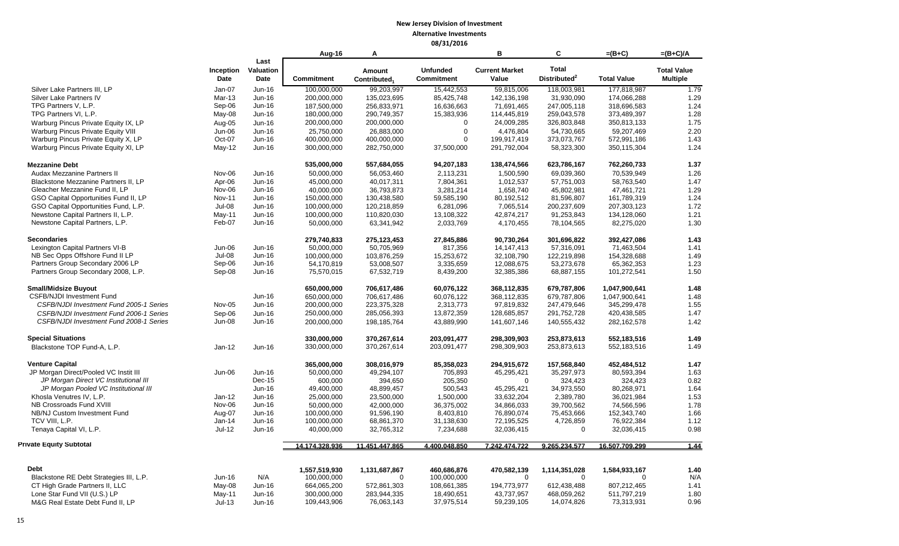**New Jersey Division of Investment**
**Alternative Investments**
**08/31/2016**

| | Inception Date | Last Valuation Date | Aug-16 Commitment | A Amount Contributed[1] | Unfunded Commitment | B Current Market Value | C Total Distributed[2] | =(B+C) Total Value | =(B+C)/A Total Value Multiple |
|---|---|---|---|---|---|---|---|---|---|
| Silver Lake Partners III, LP | Jan-07 | Jun-16 | 100,000,000 | 99,203,997 | 15,442,553 | 59,815,006 | 118,003,981 | 177,818,987 | 1.79 |
| Silver Lake Partners IV | Mar-13 | Jun-16 | 200,000,000 | 135,023,695 | 85,425,748 | 142,136,198 | 31,930,090 | 174,066,288 | 1.29 |
| TPG Partners V, L.P. | Sep-06 | Jun-16 | 187,500,000 | 256,833,971 | 16,636,663 | 71,691,465 | 247,005,118 | 318,696,583 | 1.24 |
| TPG Partners VI, L.P. | May-08 | Jun-16 | 180,000,000 | 290,749,357 | 15,383,936 | 114,445,819 | 259,043,578 | 373,489,397 | 1.28 |
| Warburg Pincus Private Equity IX, LP | Aug-05 | Jun-16 | 200,000,000 | 200,000,000 | 0 | 24,009,285 | 326,803,848 | 350,813,133 | 1.75 |
| Warburg Pincus Private Equity VIII | Jun-06 | Jun-16 | 25,750,000 | 26,883,000 | 0 | 4,476,804 | 54,730,665 | 59,207,469 | 2.20 |
| Warburg Pincus Private Equity X, LP | Oct-07 | Jun-16 | 400,000,000 | 400,000,000 | 0 | 199,917,419 | 373,073,767 | 572,991,186 | 1.43 |
| Warburg Pincus Private Equity XI, LP | May-12 | Jun-16 | 300,000,000 | 282,750,000 | 37,500,000 | 291,792,004 | 58,323,300 | 350,115,304 | 1.24 |
| **Mezzanine Debt** | | | **535,000,000** | **557,684,055** | **94,207,183** | **138,474,566** | **623,786,167** | **762,260,733** | **1.37** |
| Audax Mezzanine Partners II | Nov-06 | Jun-16 | 50,000,000 | 56,053,460 | 2,113,231 | 1,500,590 | 69,039,360 | 70,539,949 | 1.26 |
| Blackstone Mezzanine Partners II, LP | Apr-06 | Jun-16 | 45,000,000 | 40,017,311 | 7,804,361 | 1,012,537 | 57,751,003 | 58,763,540 | 1.47 |
| Gleacher Mezzanine Fund II, LP | Nov-06 | Jun-16 | 40,000,000 | 36,793,873 | 3,281,214 | 1,658,740 | 45,802,981 | 47,461,721 | 1.29 |
| GSO Capital Opportunities Fund II, LP | Nov-11 | Jun-16 | 150,000,000 | 130,438,580 | 59,585,190 | 80,192,512 | 81,596,807 | 161,789,319 | 1.24 |
| GSO Capital Opportunities Fund, L.P. | Jul-08 | Jun-16 | 100,000,000 | 120,218,859 | 6,281,096 | 7,065,514 | 200,237,609 | 207,303,123 | 1.72 |
| Newstone Capital Partners II, L.P. | May-11 | Jun-16 | 100,000,000 | 110,820,030 | 13,108,322 | 42,874,217 | 91,253,843 | 134,128,060 | 1.21 |
| Newstone Capital Partners, L.P. | Feb-07 | Jun-16 | 50,000,000 | 63,341,942 | 2,033,769 | 4,170,455 | 78,104,565 | 82,275,020 | 1.30 |
| **Secondaries** | | | **279,740,833** | **275,123,453** | **27,845,886** | **90,730,264** | **301,696,822** | **392,427,086** | **1.43** |
| Lexington Capital Partners VI-B | Jun-06 | Jun-16 | 50,000,000 | 50,705,969 | 817,356 | 14,147,413 | 57,316,091 | 71,463,504 | 1.41 |
| NB Sec Opps Offshore Fund II LP | Jul-08 | Jun-16 | 100,000,000 | 103,876,259 | 15,253,672 | 32,108,790 | 122,219,898 | 154,328,688 | 1.49 |
| Partners Group Secondary 2006 LP | Sep-06 | Jun-16 | 54,170,819 | 53,008,507 | 3,335,659 | 12,088,675 | 53,273,678 | 65,362,353 | 1.23 |
| Partners Group Secondary 2008, L.P. | Sep-08 | Jun-16 | 75,570,015 | 67,532,719 | 8,439,200 | 32,385,386 | 68,887,155 | 101,272,541 | 1.50 |
| **Small/Midsize Buyout** | | | **650,000,000** | **706,617,486** | **60,076,122** | **368,112,835** | **679,787,806** | **1,047,900,641** | **1.48** |
| CSFB/NJDI Investment Fund | | Jun-16 | 650,000,000 | 706,617,486 | 60,076,122 | 368,112,835 | 679,787,806 | 1,047,900,641 | 1.48 |
| *CSFB/NJDI Investment Fund 2005-1 Series* | Nov-05 | Jun-16 | 200,000,000 | 223,375,328 | 2,313,773 | 97,819,832 | 247,479,646 | 345,299,478 | 1.55 |
| *CSFB/NJDI Investment Fund 2006-1 Series* | Sep-06 | Jun-16 | 250,000,000 | 285,056,393 | 13,872,359 | 128,685,857 | 291,752,728 | 420,438,585 | 1.47 |
| *CSFB/NJDI Investment Fund 2008-1 Series* | Jun-08 | Jun-16 | 200,000,000 | 198,185,764 | 43,889,990 | 141,607,146 | 140,555,432 | 282,162,578 | 1.42 |
| **Special Situations** | | | **330,000,000** | **370,267,614** | **203,091,477** | **298,309,903** | **253,873,613** | **552,183,516** | **1.49** |
| Blackstone TOP Fund-A, L.P. | Jan-12 | Jun-16 | 330,000,000 | 370,267,614 | 203,091,477 | 298,309,903 | 253,873,613 | 552,183,516 | 1.49 |
| **Venture Capital** | | | **365,000,000** | **308,016,979** | **85,358,023** | **294,915,672** | **157,568,840** | **452,484,512** | **1.47** |
| JP Morgan Direct/Pooled VC Instit III | Jun-06 | Jun-16 | 50,000,000 | 49,294,107 | 705,893 | 45,295,421 | 35,297,973 | 80,593,394 | 1.63 |
| *JP Morgan Direct VC Institutional III* | | Dec-15 | 600,000 | 394,650 | 205,350 | 0 | 324,423 | 324,423 | 0.82 |
| *JP Morgan Pooled VC Institutional III* | | Jun-16 | 49,400,000 | 48,899,457 | 500,543 | 45,295,421 | 34,973,550 | 80,268,971 | 1.64 |
| Khosla Venutres IV, L.P. | Jan-12 | Jun-16 | 25,000,000 | 23,500,000 | 1,500,000 | 33,632,204 | 2,389,780 | 36,021,984 | 1.53 |
| NB Crossroads Fund XVIII | Nov-06 | Jun-16 | 50,000,000 | 42,000,000 | 36,375,002 | 34,866,033 | 39,700,562 | 74,566,596 | 1.78 |
| NB/NJ Custom Investment Fund | Aug-07 | Jun-16 | 100,000,000 | 91,596,190 | 8,403,810 | 76,890,074 | 75,453,666 | 152,343,740 | 1.66 |
| TCV VIII, L.P. | Jan-14 | Jun-16 | 100,000,000 | 68,861,370 | 31,138,630 | 72,195,525 | 4,726,859 | 76,922,384 | 1.12 |
| Tenaya Capital VI, L.P. | Jul-12 | Jun-16 | 40,000,000 | 32,765,312 | 7,234,688 | 32,036,415 | 0 | 32,036,415 | 0.98 |
| **Private Equity Subtotal** | | | **14,174,328,936** | **11,451,447,865** | **4,400,048,850** | **7,242,474,722** | **9,265,234,577** | **16,507,709,299** | **1.44** |
| **Debt** | | | **1,557,519,930** | **1,131,687,867** | **460,686,876** | **470,582,139** | **1,114,351,028** | **1,584,933,167** | **1.40** |
| Blackstone RE Debt Strategies III, L.P. | Jun-16 | N/A | 100,000,000 | 0 | 100,000,000 | 0 | 0 | 0 | N/A |
| CT High Grade Partners II, LLC | May-08 | Jun-16 | 664,065,200 | 572,861,303 | 108,661,385 | 194,773,977 | 612,438,488 | 807,212,465 | 1.41 |
| Lone Star Fund VII (U.S.) LP | May-11 | Jun-16 | 300,000,000 | 283,944,335 | 18,490,651 | 43,737,957 | 468,059,262 | 511,797,219 | 1.80 |
| M&G Real Estate Debt Fund II, LP | Jul-13 | Jun-16 | 109,443,906 | 76,063,143 | 37,975,514 | 59,239,105 | 14,074,826 | 73,313,931 | 0.96 |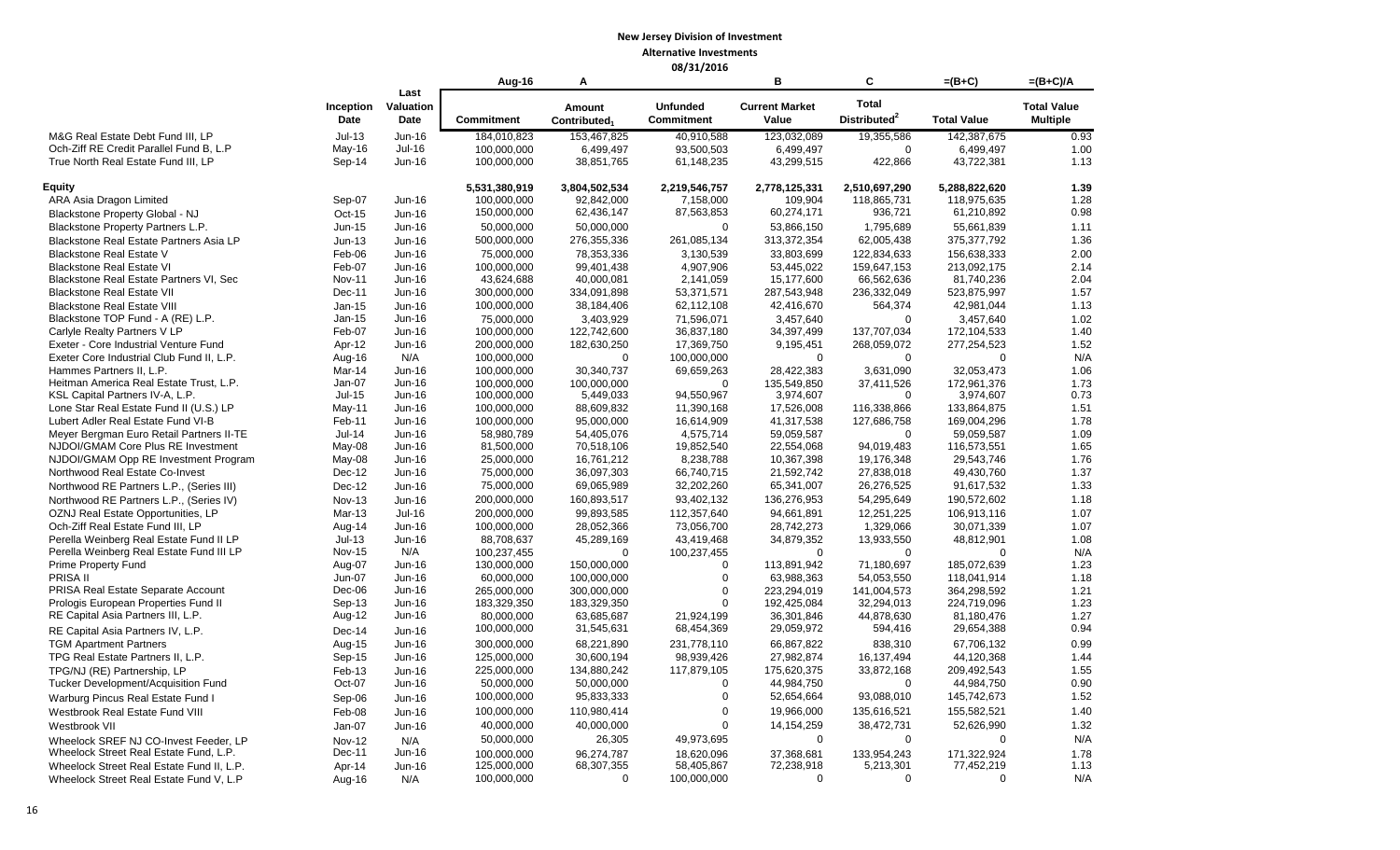**New Jersey Division of Investment**

**Alternative Investments**

**08/31/2016**

| | Inception Date | Last Valuation Date | Aug-16 Commitment | A Amount Contributed[1] | Unfunded Commitment | B Current Market Value | C Total Distributed[2] | =(B+C) Total Value | =(B+C)/A Total Value Multiple |
|---|---|---|---|---|---|---|---|---|---|
| M&G Real Estate Debt Fund III, LP | Jul-13 | Jun-16 | 184,010,823 | 153,467,825 | 40,910,588 | 123,032,089 | 19,355,586 | 142,387,675 | 0.93 |
| Och-Ziff RE Credit Parallel Fund B, L.P | May-16 | Jul-16 | 100,000,000 | 6,499,497 | 93,500,503 | 6,499,497 | 0 | 6,499,497 | 1.00 |
| True North Real Estate Fund III, LP | Sep-14 | Jun-16 | 100,000,000 | 38,851,765 | 61,148,235 | 43,299,515 | 422,866 | 43,722,381 | 1.13 |
| **Equity** | | | **5,531,380,919** | **3,804,502,534** | **2,219,546,757** | **2,778,125,331** | **2,510,697,290** | **5,288,822,620** | **1.39** |
| ARA Asia Dragon Limited | Sep-07 | Jun-16 | 100,000,000 | 92,842,000 | 7,158,000 | 109,904 | 118,865,731 | 118,975,635 | 1.28 |
| Blackstone Property Global - NJ | Oct-15 | Jun-16 | 150,000,000 | 62,436,147 | 87,563,853 | 60,274,171 | 936,721 | 61,210,892 | 0.98 |
| Blackstone Property Partners L.P. | Jun-15 | Jun-16 | 50,000,000 | 50,000,000 | 0 | 53,866,150 | 1,795,689 | 55,661,839 | 1.11 |
| Blackstone Real Estate Partners Asia LP | Jun-13 | Jun-16 | 500,000,000 | 276,355,336 | 261,085,134 | 313,372,354 | 62,005,438 | 375,377,792 | 1.36 |
| Blackstone Real Estate V | Feb-06 | Jun-16 | 75,000,000 | 78,353,336 | 3,130,539 | 33,803,699 | 122,834,633 | 156,638,333 | 2.00 |
| Blackstone Real Estate VI | Feb-07 | Jun-16 | 100,000,000 | 99,401,438 | 4,907,906 | 53,445,022 | 159,647,153 | 213,092,175 | 2.14 |
| Blackstone Real Estate Partners VI, Sec | Nov-11 | Jun-16 | 43,624,688 | 40,000,081 | 2,141,059 | 15,177,600 | 66,562,636 | 81,740,236 | 2.04 |
| Blackstone Real Estate VII | Dec-11 | Jun-16 | 300,000,000 | 334,091,898 | 53,371,571 | 287,543,948 | 236,332,049 | 523,875,997 | 1.57 |
| Blackstone Real Estate VIII | Jan-15 | Jun-16 | 100,000,000 | 38,184,406 | 62,112,108 | 42,416,670 | 564,374 | 42,981,044 | 1.13 |
| Blackstone TOP Fund - A (RE) L.P. | Jan-15 | Jun-16 | 75,000,000 | 3,403,929 | 71,596,071 | 3,457,640 | 0 | 3,457,640 | 1.02 |
| Carlyle Realty Partners V LP | Feb-07 | Jun-16 | 100,000,000 | 122,742,600 | 36,837,180 | 34,397,499 | 137,707,034 | 172,104,533 | 1.40 |
| Exeter - Core Industrial Venture Fund | Apr-12 | Jun-16 | 200,000,000 | 182,630,250 | 17,369,750 | 9,195,451 | 268,059,072 | 277,254,523 | 1.52 |
| Exeter Core Industrial Club Fund II, L.P. | Aug-16 | N/A | 100,000,000 | 0 | 100,000,000 | 0 | 0 | 0 | N/A |
| Hammes Partners II, L.P. | Mar-14 | Jun-16 | 100,000,000 | 30,340,737 | 69,659,263 | 28,422,383 | 3,631,090 | 32,053,473 | 1.06 |
| Heitman America Real Estate Trust, L.P. | Jan-07 | Jun-16 | 100,000,000 | 100,000,000 | 0 | 135,549,850 | 37,411,526 | 172,961,376 | 1.73 |
| KSL Capital Partners IV-A, L.P. | Jul-15 | Jun-16 | 100,000,000 | 5,449,033 | 94,550,967 | 3,974,607 | 0 | 3,974,607 | 0.73 |
| Lone Star Real Estate Fund II (U.S.) LP | May-11 | Jun-16 | 100,000,000 | 88,609,832 | 11,390,168 | 17,526,008 | 116,338,866 | 133,864,875 | 1.51 |
| Lubert Adler Real Estate Fund VI-B | Feb-11 | Jun-16 | 100,000,000 | 95,000,000 | 16,614,909 | 41,317,538 | 127,686,758 | 169,004,296 | 1.78 |
| Meyer Bergman Euro Retail Partners II-TE | Jul-14 | Jun-16 | 58,980,789 | 54,405,076 | 4,575,714 | 59,059,587 | 0 | 59,059,587 | 1.09 |
| NJDOI/GMAM Core Plus RE Investment | May-08 | Jun-16 | 81,500,000 | 70,518,106 | 19,852,540 | 22,554,068 | 94,019,483 | 116,573,551 | 1.65 |
| NJDOI/GMAM Opp RE Investment Program | May-08 | Jun-16 | 25,000,000 | 16,761,212 | 8,238,788 | 10,367,398 | 19,176,348 | 29,543,746 | 1.76 |
| Northwood Real Estate Co-Invest | Dec-12 | Jun-16 | 75,000,000 | 36,097,303 | 66,740,715 | 21,592,742 | 27,838,018 | 49,430,760 | 1.37 |
| Northwood RE Partners L.P., (Series III) | Dec-12 | Jun-16 | 75,000,000 | 69,065,989 | 32,202,260 | 65,341,007 | 26,276,525 | 91,617,532 | 1.33 |
| Northwood RE Partners L.P., (Series IV) | Nov-13 | Jun-16 | 200,000,000 | 160,893,517 | 93,402,132 | 136,276,953 | 54,295,649 | 190,572,602 | 1.18 |
| OZNJ Real Estate Opportunities, LP | Mar-13 | Jul-16 | 200,000,000 | 99,893,585 | 112,357,640 | 94,661,891 | 12,251,225 | 106,913,116 | 1.07 |
| Och-Ziff Real Estate Fund III, LP | Aug-14 | Jun-16 | 100,000,000 | 28,052,366 | 73,056,700 | 28,742,273 | 1,329,066 | 30,071,339 | 1.07 |
| Perella Weinberg Real Estate Fund II LP | Jul-13 | Jun-16 | 88,708,637 | 45,289,169 | 43,419,468 | 34,879,352 | 13,933,550 | 48,812,901 | 1.08 |
| Perella Weinberg Real Estate Fund III LP | Nov-15 | N/A | 100,237,455 | 0 | 100,237,455 | 0 | 0 | 0 | N/A |
| Prime Property Fund | Aug-07 | Jun-16 | 130,000,000 | 150,000,000 | 0 | 113,891,942 | 71,180,697 | 185,072,639 | 1.23 |
| PRISA II | Jun-07 | Jun-16 | 60,000,000 | 100,000,000 | 0 | 63,988,363 | 54,053,550 | 118,041,914 | 1.18 |
| PRISA Real Estate Separate Account | Dec-06 | Jun-16 | 265,000,000 | 300,000,000 | 0 | 223,294,019 | 141,004,573 | 364,298,592 | 1.21 |
| Prologis European Properties Fund II | Sep-13 | Jun-16 | 183,329,350 | 183,329,350 | 0 | 192,425,084 | 32,294,013 | 224,719,096 | 1.23 |
| RE Capital Asia Partners III, L.P. | Aug-12 | Jun-16 | 80,000,000 | 63,685,687 | 21,924,199 | 36,301,846 | 44,878,630 | 81,180,476 | 1.27 |
| RE Capital Asia Partners IV, L.P. | Dec-14 | Jun-16 | 100,000,000 | 31,545,631 | 68,454,369 | 29,059,972 | 594,416 | 29,654,388 | 0.94 |
| TGM Apartment Partners | Aug-15 | Jun-16 | 300,000,000 | 68,221,890 | 231,778,110 | 66,867,822 | 838,310 | 67,706,132 | 0.99 |
| TPG Real Estate Partners II, L.P. | Sep-15 | Jun-16 | 125,000,000 | 30,600,194 | 98,939,426 | 27,982,874 | 16,137,494 | 44,120,368 | 1.44 |
| TPG/NJ (RE) Partnership, LP | Feb-13 | Jun-16 | 225,000,000 | 134,880,242 | 117,879,105 | 175,620,375 | 33,872,168 | 209,492,543 | 1.55 |
| Tucker Development/Acquisition Fund | Oct-07 | Jun-16 | 50,000,000 | 50,000,000 | 0 | 44,984,750 | 0 | 44,984,750 | 0.90 |
| Warburg Pincus Real Estate Fund I | Sep-06 | Jun-16 | 100,000,000 | 95,833,333 | 0 | 52,654,664 | 93,088,010 | 145,742,673 | 1.52 |
| Westbrook Real Estate Fund VIII | Feb-08 | Jun-16 | 100,000,000 | 110,980,414 | 0 | 19,966,000 | 135,616,521 | 155,582,521 | 1.40 |
| Westbrook VII | Jan-07 | Jun-16 | 40,000,000 | 40,000,000 | 0 | 14,154,259 | 38,472,731 | 52,626,990 | 1.32 |
| Wheelock SREF NJ CO-Invest Feeder, LP | Nov-12 | N/A | 50,000,000 | 26,305 | 49,973,695 | 0 | 0 | 0 | N/A |
| Wheelock Street Real Estate Fund, L.P. | Dec-11 | Jun-16 | 100,000,000 | 96,274,787 | 18,620,096 | 37,368,681 | 133,954,243 | 171,322,924 | 1.78 |
| Wheelock Street Real Estate Fund II, L.P. | Apr-14 | Jun-16 | 125,000,000 | 68,307,355 | 58,405,867 | 72,238,918 | 5,213,301 | 77,452,219 | 1.13 |
| Wheelock Street Real Estate Fund V, L.P | Aug-16 | N/A | 100,000,000 | 0 | 100,000,000 | 0 | 0 | 0 | N/A |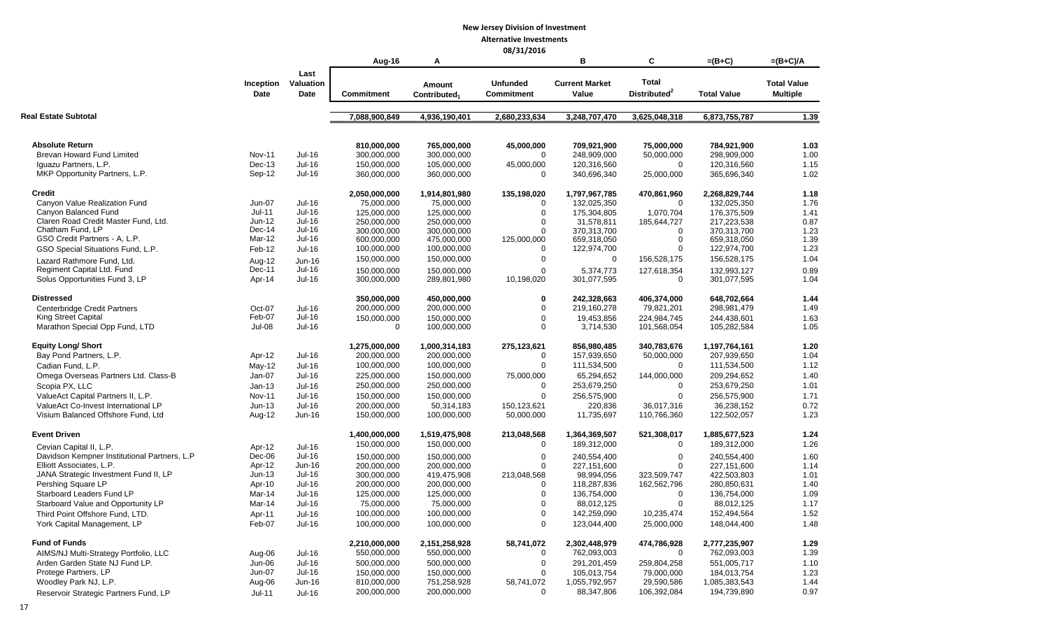# New Jersey Division of Investment

## Alternative Investments

### 08/31/2016

| | Inception Date | Last Valuation Date | Aug-16 Commitment | A Amount Contributed[1] | Unfunded Commitment | B Current Market Value | C Total Distributed[2] | =(B+C) Total Value | =(B+C)/A Total Value Multiple |
|---|---|---|---|---|---|---|---|---|---|
| **Real Estate Subtotal** | | | **7,088,900,849** | **4,936,190,401** | **2,680,233,634** | **3,248,707,470** | **3,625,048,318** | **6,873,755,787** | **1.39** |
| | | | | | | | | | |
| **Absolute Return** | | | **810,000,000** | **765,000,000** | **45,000,000** | **709,921,900** | **75,000,000** | **784,921,900** | **1.03** |
| Brevan Howard Fund Limited | Nov-11 | Jul-16 | 300,000,000 | 300,000,000 | 0 | 248,909,000 | 50,000,000 | 298,909,000 | 1.00 |
| Iguazu Partners, L.P. | Dec-13 | Jul-16 | 150,000,000 | 105,000,000 | 45,000,000 | 120,316,560 | 0 | 120,316,560 | 1.15 |
| MKP Opportunity Partners, L.P. | Sep-12 | Jul-16 | 360,000,000 | 360,000,000 | 0 | 340,696,340 | 25,000,000 | 365,696,340 | 1.02 |
| | | | | | | | | | |
| **Credit** | | | **2,050,000,000** | **1,914,801,980** | **135,198,020** | **1,797,967,785** | **470,861,960** | **2,268,829,744** | **1.18** |
| Canyon Value Realization Fund | Jun-07 | Jul-16 | 75,000,000 | 75,000,000 | 0 | 132,025,350 | 0 | 132,025,350 | 1.76 |
| Canyon Balanced Fund | Jul-11 | Jul-16 | 125,000,000 | 125,000,000 | 0 | 175,304,805 | 1,070,704 | 176,375,509 | 1.41 |
| Claren Road Credit Master Fund, Ltd. | Jun-12 | Jul-16 | 250,000,000 | 250,000,000 | 0 | 31,578,811 | 185,644,727 | 217,223,538 | 0.87 |
| Chatham Fund, LP | Dec-14 | Jul-16 | 300,000,000 | 300,000,000 | 0 | 370,313,700 | 0 | 370,313,700 | 1.23 |
| GSO Credit Partners - A, L.P. | Mar-12 | Jul-16 | 600,000,000 | 475,000,000 | 125,000,000 | 659,318,050 | 0 | 659,318,050 | 1.39 |
| GSO Special Situations Fund, L.P. | Feb-12 | Jul-16 | 100,000,000 | 100,000,000 | 0 | 122,974,700 | 0 | 122,974,700 | 1.23 |
| Lazard Rathmore Fund, Ltd. | Aug-12 | Jun-16 | 150,000,000 | 150,000,000 | 0 | 0 | 156,528,175 | 156,528,175 | 1.04 |
| Regiment Capital Ltd. Fund | Dec-11 | Jul-16 | 150,000,000 | 150,000,000 | 0 | 5,374,773 | 127,618,354 | 132,993,127 | 0.89 |
| Solus Opportunities Fund 3, LP | Apr-14 | Jul-16 | 300,000,000 | 289,801,980 | 10,198,020 | 301,077,595 | 0 | 301,077,595 | 1.04 |
| | | | | | | | | | |
| **Distressed** | | | **350,000,000** | **450,000,000** | **0** | **242,328,663** | **406,374,000** | **648,702,664** | **1.44** |
| Centerbridge Credit Partners | Oct-07 | Jul-16 | 200,000,000 | 200,000,000 | 0 | 219,160,278 | 79,821,201 | 298,981,479 | 1.49 |
| King Street Capital | Feb-07 | Jul-16 | 150,000,000 | 150,000,000 | 0 | 19,453,856 | 224,984,745 | 244,438,601 | 1.63 |
| Marathon Special Opp Fund, LTD | Jul-08 | Jul-16 | 0 | 100,000,000 | 0 | 3,714,530 | 101,568,054 | 105,282,584 | 1.05 |
| | | | | | | | | | |
| **Equity Long/ Short** | | | **1,275,000,000** | **1,000,314,183** | **275,123,621** | **856,980,485** | **340,783,676** | **1,197,764,161** | **1.20** |
| Bay Pond Partners, L.P. | Apr-12 | Jul-16 | 200,000,000 | 200,000,000 | 0 | 157,939,650 | 50,000,000 | 207,939,650 | 1.04 |
| Cadian Fund, L.P. | May-12 | Jul-16 | 100,000,000 | 100,000,000 | 0 | 111,534,500 | 0 | 111,534,500 | 1.12 |
| Omega Overseas Partners Ltd. Class-B | Jan-07 | Jul-16 | 225,000,000 | 150,000,000 | 75,000,000 | 65,294,652 | 144,000,000 | 209,294,652 | 1.40 |
| Scopia PX, LLC | Jan-13 | Jul-16 | 250,000,000 | 250,000,000 | 0 | 253,679,250 | 0 | 253,679,250 | 1.01 |
| ValueAct Capital Partners II, L.P. | Nov-11 | Jul-16 | 150,000,000 | 150,000,000 | 0 | 256,575,900 | 0 | 256,575,900 | 1.71 |
| ValueAct Co-Invest International LP | Jun-13 | Jul-16 | 200,000,000 | 50,314,183 | 150,123,621 | 220,836 | 36,017,316 | 36,238,152 | 0.72 |
| Visium Balanced Offshore Fund, Ltd | Aug-12 | Jun-16 | 150,000,000 | 100,000,000 | 50,000,000 | 11,735,697 | 110,766,360 | 122,502,057 | 1.23 |
| | | | | | | | | | |
| **Event Driven** | | | **1,400,000,000** | **1,519,475,908** | **213,048,568** | **1,364,369,507** | **521,308,017** | **1,885,677,523** | **1.24** |
| Cevian Capital II, L.P. | Apr-12 | Jul-16 | 150,000,000 | 150,000,000 | 0 | 189,312,000 | 0 | 189,312,000 | 1.26 |
| Davidson Kempner Institutional Partners, L.P | Dec-06 | Jul-16 | 150,000,000 | 150,000,000 | 0 | 240,554,400 | 0 | 240,554,400 | 1.60 |
| Elliott Associates, L.P. | Apr-12 | Jun-16 | 200,000,000 | 200,000,000 | 0 | 227,151,600 | 0 | 227,151,600 | 1.14 |
| JANA Strategic Investment Fund II, LP | Jun-13 | Jul-16 | 300,000,000 | 419,475,908 | 213,048,568 | 98,994,056 | 323,509,747 | 422,503,803 | 1.01 |
| Pershing Square LP | Apr-10 | Jul-16 | 200,000,000 | 200,000,000 | 0 | 118,287,836 | 162,562,796 | 280,850,631 | 1.40 |
| Starboard Leaders Fund LP | Mar-14 | Jul-16 | 125,000,000 | 125,000,000 | 0 | 136,754,000 | 0 | 136,754,000 | 1.09 |
| Starboard Value and Opportunity LP | Mar-14 | Jul-16 | 75,000,000 | 75,000,000 | 0 | 88,012,125 | 0 | 88,012,125 | 1.17 |
| Third Point Offshore Fund, LTD. | Apr-11 | Jul-16 | 100,000,000 | 100,000,000 | 0 | 142,259,090 | 10,235,474 | 152,494,564 | 1.52 |
| York Capital Management, LP | Feb-07 | Jul-16 | 100,000,000 | 100,000,000 | 0 | 123,044,400 | 25,000,000 | 148,044,400 | 1.48 |
| | | | | | | | | | |
| **Fund of Funds** | | | **2,210,000,000** | **2,151,258,928** | **58,741,072** | **2,302,448,979** | **474,786,928** | **2,777,235,907** | **1.29** |
| AIMS/NJ Multi-Strategy Portfolio, LLC | Aug-06 | Jul-16 | 550,000,000 | 550,000,000 | 0 | 762,093,003 | 0 | 762,093,003 | 1.39 |
| Arden Garden State NJ Fund LP. | Jun-06 | Jul-16 | 500,000,000 | 500,000,000 | 0 | 291,201,459 | 259,804,258 | 551,005,717 | 1.10 |
| Protege Partners, LP | Jun-07 | Jul-16 | 150,000,000 | 150,000,000 | 0 | 105,013,754 | 79,000,000 | 184,013,754 | 1.23 |
| Woodley Park NJ, L.P. | Aug-06 | Jun-16 | 810,000,000 | 751,258,928 | 58,741,072 | 1,055,792,957 | 29,590,586 | 1,085,383,543 | 1.44 |
| Reservoir Strategic Partners Fund, LP | Jul-11 | Jul-16 | 200,000,000 | 200,000,000 | 0 | 88,347,806 | 106,392,084 | 194,739,890 | 0.97 |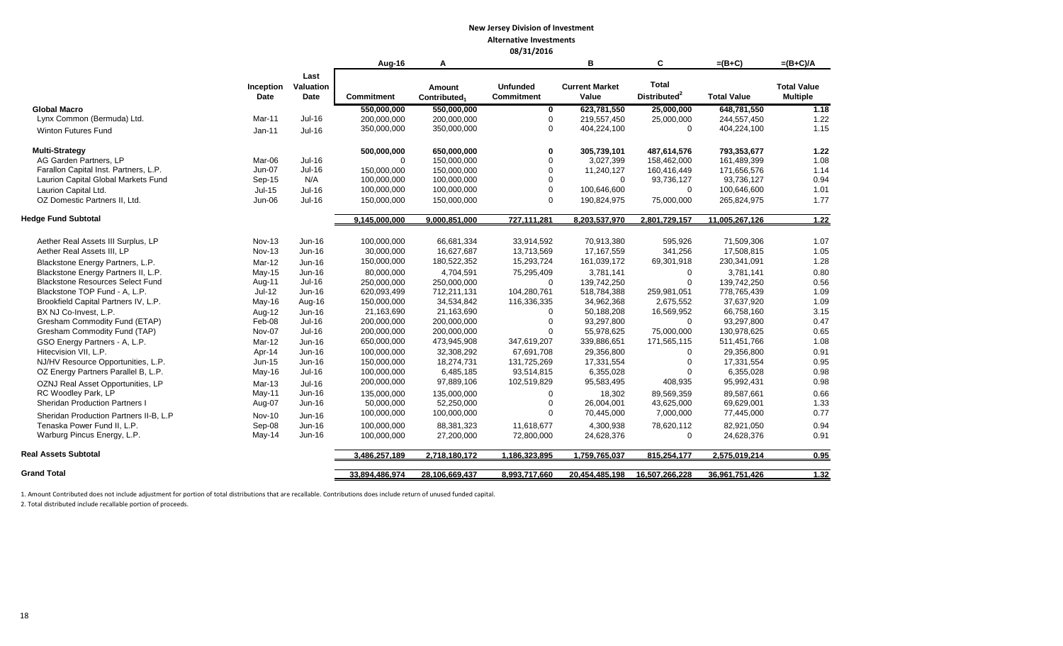**New Jersey Division of Investment**

**Alternative Investments**

**08/31/2016**

| | Inception Date | Last Valuation Date | Aug-16<br>Commitment | A<br>Amount Contributed[1] | Unfunded Commitment | B<br>Current Market Value | C<br>Total Distributed[2] | =(B+C)<br>Total Value | =(B+C)/A<br>Total Value Multiple |
|---|---|---|---|---|---|---|---|---|---|
| **Global Macro** | | | 550,000,000 | 550,000,000 | 0 | 623,781,550 | 25,000,000 | 648,781,550 | 1.18 |
| Lynx Common (Bermuda) Ltd. | Mar-11 | Jul-16 | 200,000,000 | 200,000,000 | 0 | 219,557,450 | 25,000,000 | 244,557,450 | 1.22 |
| Winton Futures Fund | Jan-11 | Jul-16 | 350,000,000 | 350,000,000 | 0 | 404,224,100 | 0 | 404,224,100 | 1.15 |
| **Multi-Strategy** | | | 500,000,000 | 650,000,000 | 0 | 305,739,101 | 487,614,576 | 793,353,677 | 1.22 |
| AG Garden Partners, LP | Mar-06 | Jul-16 | 0 | 150,000,000 | 0 | 3,027,399 | 158,462,000 | 161,489,399 | 1.08 |
| Farallon Capital Inst. Partners, L.P. | Jun-07 | Jul-16 | 150,000,000 | 150,000,000 | 0 | 11,240,127 | 160,416,449 | 171,656,576 | 1.14 |
| Laurion Capital Global Markets Fund | Sep-15 | N/A | 100,000,000 | 100,000,000 | 0 | 0 | 93,736,127 | 93,736,127 | 0.94 |
| Laurion Capital Ltd. | Jul-15 | Jul-16 | 100,000,000 | 100,000,000 | 0 | 100,646,600 | 0 | 100,646,600 | 1.01 |
| OZ Domestic Partners II, Ltd. | Jun-06 | Jul-16 | 150,000,000 | 150,000,000 | 0 | 190,824,975 | 75,000,000 | 265,824,975 | 1.77 |
| **Hedge Fund Subtotal** | | | 9,145,000,000 | 9,000,851,000 | 727,111,281 | 8,203,537,970 | 2,801,729,157 | 11,005,267,126 | 1.22 |
| Aether Real Assets III Surplus, LP | Nov-13 | Jun-16 | 100,000,000 | 66,681,334 | 33,914,592 | 70,913,380 | 595,926 | 71,509,306 | 1.07 |
| Aether Real Assets III, LP | Nov-13 | Jun-16 | 30,000,000 | 16,627,687 | 13,713,569 | 17,167,559 | 341,256 | 17,508,815 | 1.05 |
| Blackstone Energy Partners, L.P. | Mar-12 | Jun-16 | 150,000,000 | 180,522,352 | 15,293,724 | 161,039,172 | 69,301,918 | 230,341,091 | 1.28 |
| Blackstone Energy Partners II, L.P. | May-15 | Jun-16 | 80,000,000 | 4,704,591 | 75,295,409 | 3,781,141 | 0 | 3,781,141 | 0.80 |
| Blackstone Resources Select Fund | Aug-11 | Jul-16 | 250,000,000 | 250,000,000 | 0 | 139,742,250 | 0 | 139,742,250 | 0.56 |
| Blackstone TOP Fund - A, L.P. | Jul-12 | Jun-16 | 620,093,499 | 712,211,131 | 104,280,761 | 518,784,388 | 259,981,051 | 778,765,439 | 1.09 |
| Brookfield Capital Partners IV, L.P. | May-16 | Aug-16 | 150,000,000 | 34,534,842 | 116,336,335 | 34,962,368 | 2,675,552 | 37,637,920 | 1.09 |
| BX NJ Co-Invest, L.P. | Aug-12 | Jun-16 | 21,163,690 | 21,163,690 | 0 | 50,188,208 | 16,569,952 | 66,758,160 | 3.15 |
| Gresham Commodity Fund (ETAP) | Feb-08 | Jul-16 | 200,000,000 | 200,000,000 | 0 | 93,297,800 | 0 | 93,297,800 | 0.47 |
| Gresham Commodity Fund (TAP) | Nov-07 | Jul-16 | 200,000,000 | 200,000,000 | 0 | 55,978,625 | 75,000,000 | 130,978,625 | 0.65 |
| GSO Energy Partners - A, L.P. | Mar-12 | Jun-16 | 650,000,000 | 473,945,908 | 347,619,207 | 339,886,651 | 171,565,115 | 511,451,766 | 1.08 |
| Hitecvision VII, L.P. | Apr-14 | Jun-16 | 100,000,000 | 32,308,292 | 67,691,708 | 29,356,800 | 0 | 29,356,800 | 0.91 |
| NJ/HV Resource Opportunities, L.P. | Jun-15 | Jun-16 | 150,000,000 | 18,274,731 | 131,725,269 | 17,331,554 | 0 | 17,331,554 | 0.95 |
| OZ Energy Partners Parallel B, L.P. | May-16 | Jul-16 | 100,000,000 | 6,485,185 | 93,514,815 | 6,355,028 | 0 | 6,355,028 | 0.98 |
| OZNJ Real Asset Opportunities, LP | Mar-13 | Jul-16 | 200,000,000 | 97,889,106 | 102,519,829 | 95,583,495 | 408,935 | 95,992,431 | 0.98 |
| RC Woodley Park, LP | May-11 | Jun-16 | 135,000,000 | 135,000,000 | 0 | 18,302 | 89,569,359 | 89,587,661 | 0.66 |
| Sheridan Production Partners I | Aug-07 | Jun-16 | 50,000,000 | 52,250,000 | 0 | 26,004,001 | 43,625,000 | 69,629,001 | 1.33 |
| Sheridan Production Partners II-B, L.P | Nov-10 | Jun-16 | 100,000,000 | 100,000,000 | 0 | 70,445,000 | 7,000,000 | 77,445,000 | 0.77 |
| Tenaska Power Fund II, L.P. | Sep-08 | Jun-16 | 100,000,000 | 88,381,323 | 11,618,677 | 4,300,938 | 78,620,112 | 82,921,050 | 0.94 |
| Warburg Pincus Energy, L.P. | May-14 | Jun-16 | 100,000,000 | 27,200,000 | 72,800,000 | 24,628,376 | 0 | 24,628,376 | 0.91 |
| **Real Assets Subtotal** | | | 3,486,257,189 | 2,718,180,172 | 1,186,323,895 | 1,759,765,037 | 815,254,177 | 2,575,019,214 | 0.95 |
| **Grand Total** | | | 33,894,486,974 | 28,106,669,437 | 8,993,717,660 | 20,454,485,198 | 16,507,266,228 | 36,961,751,426 | 1.32 |

1. Amount Contributed does not include adjustment for portion of total distributions that are recallable. Contributions does include return of unused funded capital.

2. Total distributed include recallable portion of proceeds.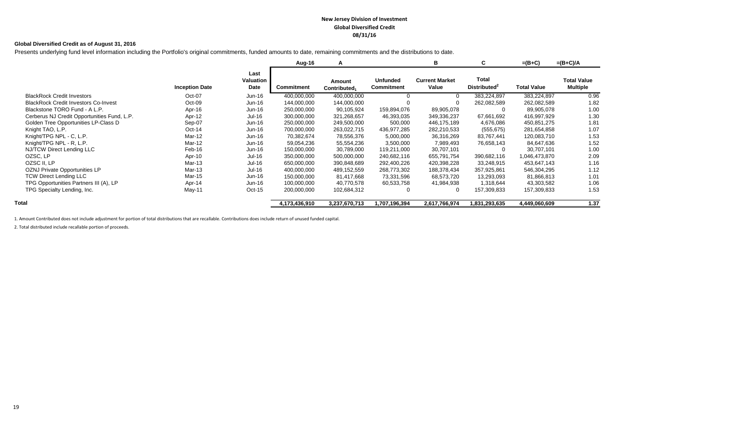# New Jersey Division of Investment

## Global Diversified Credit

## 08/31/16

**Global Diversified Credit as of August 31, 2016**

Presents underlying fund level information including the Portfolio's original commitments, funded amounts to date, remaining commitments and the distributions to date.

| | | | Aug-16 | A | | B | C | =(B+C) | =(B+C)/A |
|---|---|---|---|---|---|---|---|---|---|
| | **Inception Date** | **Last Valuation Date** | **Commitment** | **Amount Contributed[1]** | **Unfunded Commitment** | **Current Market Value** | **Total Distributed[2]** | **Total Value** | **Total Value Multiple** |
| BlackRock Credit Investors | Oct-07 | Jun-16 | 400,000,000 | 400,000,000 | 0 | 0 | 383,224,897 | 383,224,897 | 0.96 |
| BlackRock Credit Investors Co-Invest | Oct-09 | Jun-16 | 144,000,000 | 144,000,000 | 0 | 0 | 262,082,589 | 262,082,589 | 1.82 |
| Blackstone TORO Fund - A L.P. | Apr-16 | Jun-16 | 250,000,000 | 90,105,924 | 159,894,076 | 89,905,078 | 0 | 89,905,078 | 1.00 |
| Cerberus NJ Credit Opportunities Fund, L.P. | Apr-12 | Jul-16 | 300,000,000 | 321,268,657 | 46,393,035 | 349,336,237 | 67,661,692 | 416,997,929 | 1.30 |
| Golden Tree Opportunities LP-Class D | Sep-07 | Jun-16 | 250,000,000 | 249,500,000 | 500,000 | 446,175,189 | 4,676,086 | 450,851,275 | 1.81 |
| Knight TAO, L.P. | Oct-14 | Jun-16 | 700,000,000 | 263,022,715 | 436,977,285 | 282,210,533 | (555,675) | 281,654,858 | 1.07 |
| Knight/TPG NPL - C, L.P. | Mar-12 | Jun-16 | 70,382,674 | 78,556,376 | 5,000,000 | 36,316,269 | 83,767,441 | 120,083,710 | 1.53 |
| Knight/TPG NPL - R, L.P. | Mar-12 | Jun-16 | 59,054,236 | 55,554,236 | 3,500,000 | 7,989,493 | 76,658,143 | 84,647,636 | 1.52 |
| NJ/TCW Direct Lending LLC | Feb-16 | Jun-16 | 150,000,000 | 30,789,000 | 119,211,000 | 30,707,101 | 0 | 30,707,101 | 1.00 |
| OZSC, LP | Apr-10 | Jul-16 | 350,000,000 | 500,000,000 | 240,682,116 | 655,791,754 | 390,682,116 | 1,046,473,870 | 2.09 |
| OZSC II, LP | Mar-13 | Jul-16 | 650,000,000 | 390,848,689 | 292,400,226 | 420,398,228 | 33,248,915 | 453,647,143 | 1.16 |
| OZNJ Private Opportunities LP | Mar-13 | Jul-16 | 400,000,000 | 489,152,559 | 268,773,302 | 188,378,434 | 357,925,861 | 546,304,295 | 1.12 |
| TCW Direct Lending LLC | Mar-15 | Jun-16 | 150,000,000 | 81,417,668 | 73,331,596 | 68,573,720 | 13,293,093 | 81,866,813 | 1.01 |
| TPG Opportunities Partners III (A), LP | Apr-14 | Jun-16 | 100,000,000 | 40,770,578 | 60,533,758 | 41,984,938 | 1,318,644 | 43,303,582 | 1.06 |
| TPG Specialty Lending, Inc. | May-11 | Oct-15 | 200,000,000 | 102,684,312 | 0 | 0 | 157,309,833 | 157,309,833 | 1.53 |
| **Total** | | | **4,173,436,910** | **3,237,670,713** | **1,707,196,394** | **2,617,766,974** | **1,831,293,635** | **4,449,060,609** | **1.37** |

1. Amount Contributed does not include adjustment for portion of total distributions that are recallable. Contributions does include return of unused funded capital.

2. Total distributed include recallable portion of proceeds.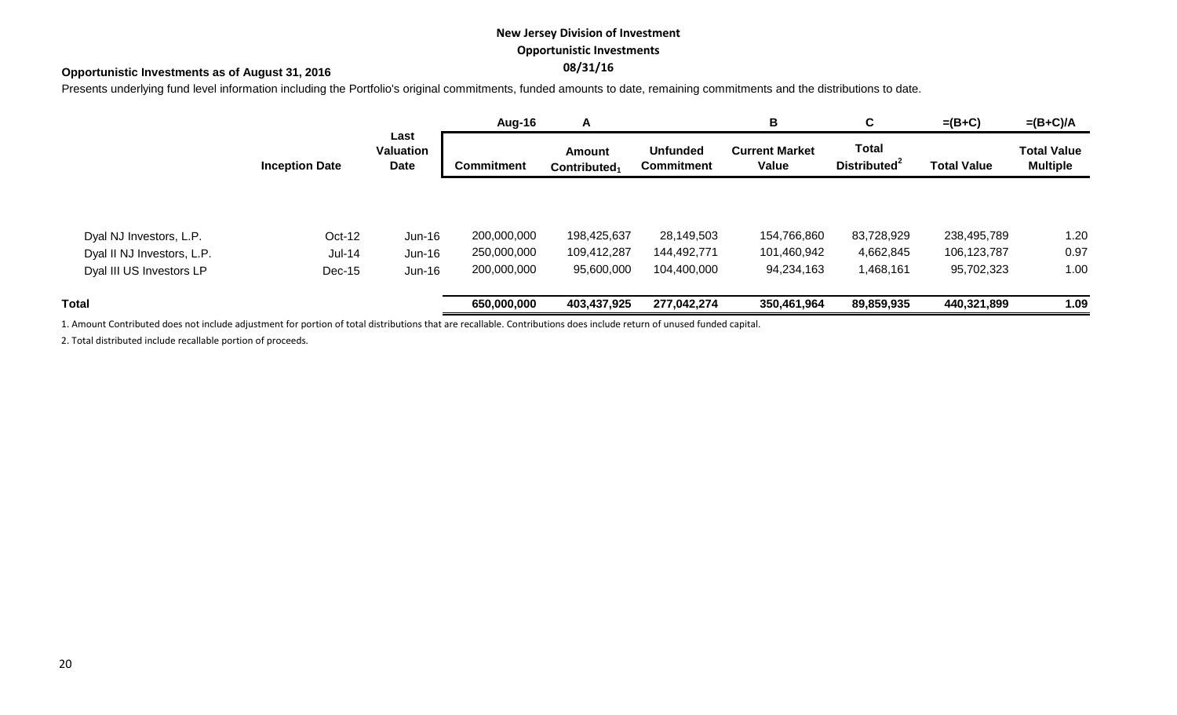**New Jersey Division of Investment**

**Opportunistic Investments**

**08/31/16**

**Opportunistic Investments as of August 31, 2016**

Presents underlying fund level information including the Portfolio's original commitments, funded amounts to date, remaining commitments and the distributions to date.

| | | | Aug-16 | A | | B | C | =(B+C) | =(B+C)/A |
|---|---|---|---|---|---|---|---|---|---|
| | **Inception Date** | **Last Valuation Date** | **Commitment** | **Amount Contributed[1]** | **Unfunded Commitment** | **Current Market Value** | **Total Distributed[2]** | **Total Value** | **Total Value Multiple** |
| Dyal NJ Investors, L.P. | Oct-12 | Jun-16 | 200,000,000 | 198,425,637 | 28,149,503 | 154,766,860 | 83,728,929 | 238,495,789 | 1.20 |
| Dyal II NJ Investors, L.P. | Jul-14 | Jun-16 | 250,000,000 | 109,412,287 | 144,492,771 | 101,460,942 | 4,662,845 | 106,123,787 | 0.97 |
| Dyal III US Investors LP | Dec-15 | Jun-16 | 200,000,000 | 95,600,000 | 104,400,000 | 94,234,163 | 1,468,161 | 95,702,323 | 1.00 |
| **Total** | | | **650,000,000** | **403,437,925** | **277,042,274** | **350,461,964** | **89,859,935** | **440,321,899** | **1.09** |

1. Amount Contributed does not include adjustment for portion of total distributions that are recallable. Contributions does include return of unused funded capital.

2. Total distributed include recallable portion of proceeds.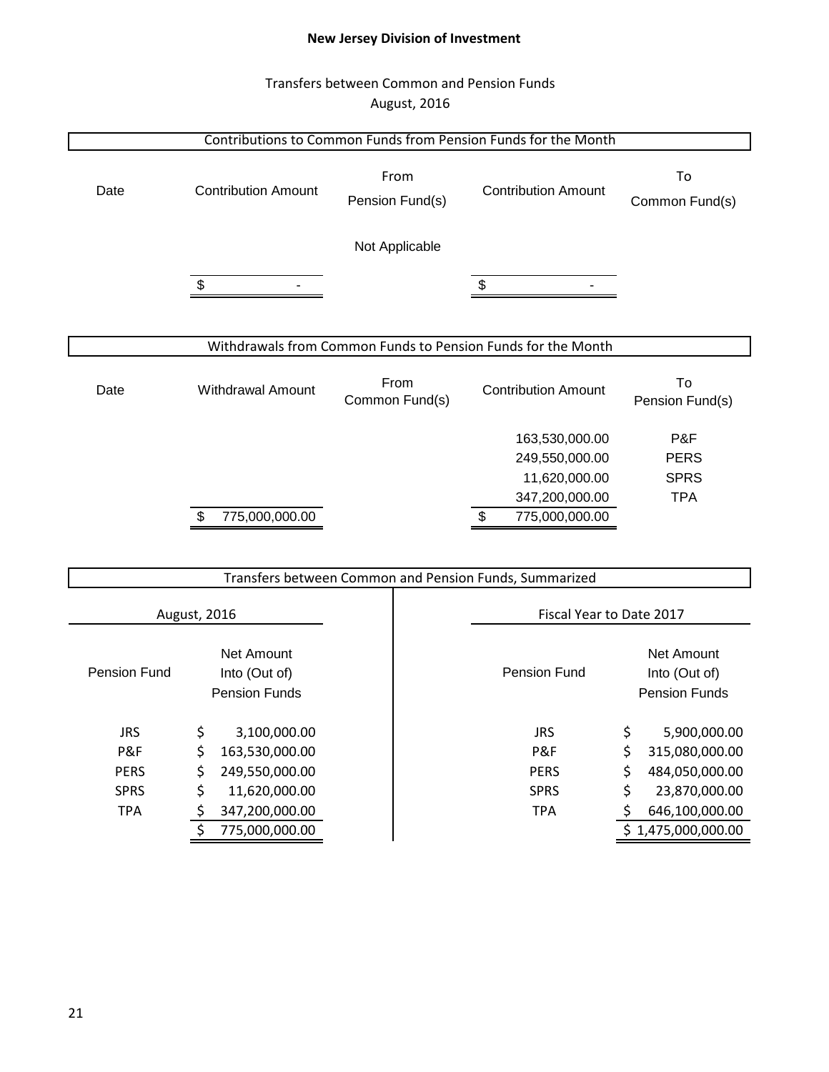**New Jersey Division of Investment**

Transfers between Common and Pension Funds
August, 2016

Contributions to Common Funds from Pension Funds for the Month

| Date | Contribution Amount | From Pension Fund(s) | Contribution Amount | To Common Fund(s) |
|---|---|---|---|---|
| | | Not Applicable | | |
| | $ - | | $ - | |

Withdrawals from Common Funds to Pension Funds for the Month

| Date | Withdrawal Amount | From Common Fund(s) | Contribution Amount | To Pension Fund(s) |
|---|---|---|---|---|
| | | | 163,530,000.00 | P&F |
| | | | 249,550,000.00 | PERS |
| | | | 11,620,000.00 | SPRS |
| | | | 347,200,000.00 | TPA |
| | $ 775,000,000.00 | | $ 775,000,000.00 | |

Transfers between Common and Pension Funds, Summarized

| August, 2016 | | Fiscal Year to Date 2017 | |
|---|---|---|---|
| Pension Fund | Net Amount Into (Out of) Pension Funds | Pension Fund | Net Amount Into (Out of) Pension Funds |
| JRS | $ 3,100,000.00 | JRS | $ 5,900,000.00 |
| P&F | $ 163,530,000.00 | P&F | $ 315,080,000.00 |
| PERS | $ 249,550,000.00 | PERS | $ 484,050,000.00 |
| SPRS | $ 11,620,000.00 | SPRS | $ 23,870,000.00 |
| TPA | $ 347,200,000.00 | TPA | $ 646,100,000.00 |
| | $ 775,000,000.00 | | $ 1,475,000,000.00 |